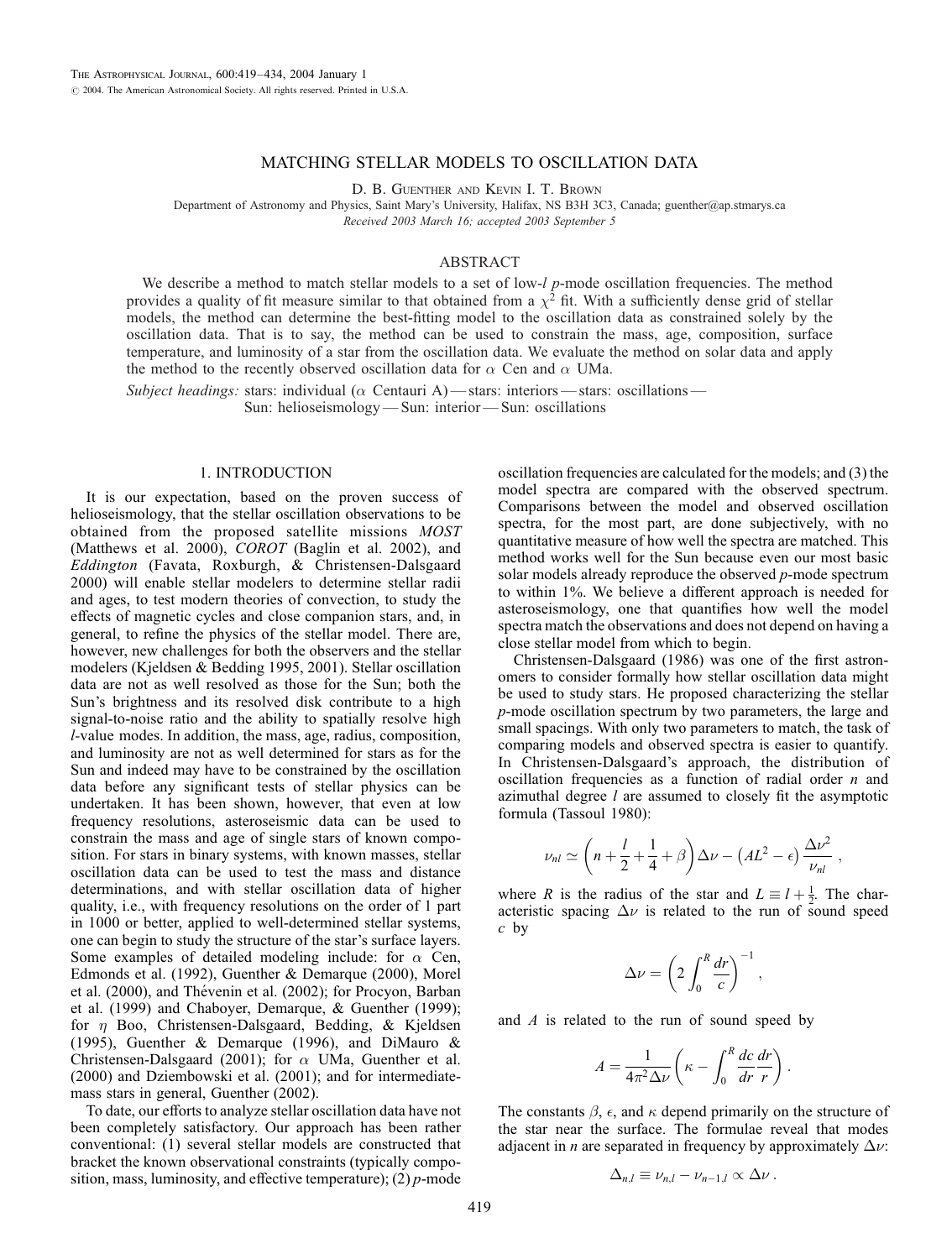# MATCHING STELLAR MODELS TO OSCILLATION DATA

D. B. Guenther and Kevin I. T. Brown

Department of Astronomy and Physics, Saint Mary's University, Halifax, NS B3H 3C3, Canada; guenther@ap.stmarys.ca

*Received 2003 March 16; accepted 2003 September 5*

## ABSTRACT

We describe a method to match stellar models to a set of low-$l$ $p$-mode oscillation frequencies. The method provides a quality of fit measure similar to that obtained from a $\chi^2$ fit. With a sufficiently dense grid of stellar models, the method can determine the best-fitting model to the oscillation data as constrained solely by the oscillation data. That is to say, the method can be used to constrain the mass, age, composition, surface temperature, and luminosity of a star from the oscillation data. We evaluate the method on solar data and apply the method to the recently observed oscillation data for $\alpha$ Cen and $\alpha$ UMa.

*Subject headings:* stars: individual ($\alpha$ Centauri A) — stars: interiors — stars: oscillations — Sun: helioseismology — Sun: interior — Sun: oscillations

## 1. INTRODUCTION

It is our expectation, based on the proven success of helioseismology, that the stellar oscillation observations to be obtained from the proposed satellite missions *MOST* (Matthews et al. 2000), *COROT* (Baglin et al. 2002), and *Eddington* (Favata, Roxburgh, & Christensen-Dalsgaard 2000) will enable stellar modelers to determine stellar radii and ages, to test modern theories of convection, to study the effects of magnetic cycles and close companion stars, and, in general, to refine the physics of the stellar model. There are, however, new challenges for both the observers and the stellar modelers (Kjeldsen & Bedding 1995, 2001). Stellar oscillation data are not as well resolved as those for the Sun; both the Sun's brightness and its resolved disk contribute to a high signal-to-noise ratio and the ability to spatially resolve high $l$-value modes. In addition, the mass, age, radius, composition, and luminosity are not as well determined for stars as for the Sun and indeed may have to be constrained by the oscillation data before any significant tests of stellar physics can be undertaken. It has been shown, however, that even at low frequency resolutions, asteroseismic data can be used to constrain the mass and age of single stars of known composition. For stars in binary systems, with known masses, stellar oscillation data can be used to test the mass and distance determinations, and with stellar oscillation data of higher quality, i.e., with frequency resolutions on the order of 1 part in 1000 or better, applied to well-determined stellar systems, one can begin to study the structure of the star's surface layers. Some examples of detailed modeling include: for $\alpha$ Cen, Edmonds et al. (1992), Guenther & Demarque (2000), Morel et al. (2000), and Thévenin et al. (2002); for Procyon, Barban et al. (1999) and Chaboyer, Demarque, & Guenther (1999); for $\eta$ Boo, Christensen-Dalsgaard, Bedding, & Kjeldsen (1995), Guenther & Demarque (1996), and DiMauro & Christensen-Dalsgaard (2001); for $\alpha$ UMa, Guenther et al. (2000) and Dziembowski et al. (2001); and for intermediate-mass stars in general, Guenther (2002).

To date, our efforts to analyze stellar oscillation data have not been completely satisfactory. Our approach has been rather conventional: (1) several stellar models are constructed that bracket the known observational constraints (typically composition, mass, luminosity, and effective temperature); (2) $p$-mode oscillation frequencies are calculated for the models; and (3) the model spectra are compared with the observed spectrum. Comparisons between the model and observed oscillation spectra, for the most part, are done subjectively, with no quantitative measure of how well the spectra are matched. This method works well for the Sun because even our most basic solar models already reproduce the observed $p$-mode spectrum to within 1%. We believe a different approach is needed for asteroseismology, one that quantifies how well the model spectra match the observations and does not depend on having a close stellar model from which to begin.

Christensen-Dalsgaard (1986) was one of the first astronomers to consider formally how stellar oscillation data might be used to study stars. He proposed characterizing the stellar $p$-mode oscillation spectrum by two parameters, the large and small spacings. With only two parameters to match, the task of comparing models and observed spectra is easier to quantify. In Christensen-Dalsgaard's approach, the distribution of oscillation frequencies as a function of radial order $n$ and azimuthal degree $l$ are assumed to closely fit the asymptotic formula (Tassoul 1980):

$$\nu_{nl} \simeq \left(n + \frac{l}{2} + \frac{1}{4} + \beta\right)\Delta\nu - \left(AL^2 - \epsilon\right)\frac{\Delta\nu^2}{\nu_{nl}} ,$$

where $R$ is the radius of the star and $L \equiv l + \frac{1}{2}$. The characteristic spacing $\Delta\nu$ is related to the run of sound speed $c$ by

$$\Delta\nu = \left(2\int_0^R \frac{dr}{c}\right)^{-1} ,$$

and $A$ is related to the run of sound speed by

$$A = \frac{1}{4\pi^2\Delta\nu}\left(\kappa - \int_0^R \frac{dc}{dr}\frac{dr}{r}\right) .$$

The constants $\beta$, $\epsilon$, and $\kappa$ depend primarily on the structure of the star near the surface. The formulae reveal that modes adjacent in $n$ are separated in frequency by approximately $\Delta\nu$:

$$\Delta_{n,l} \equiv \nu_{n,l} - \nu_{n-1,l} \propto \Delta\nu .$$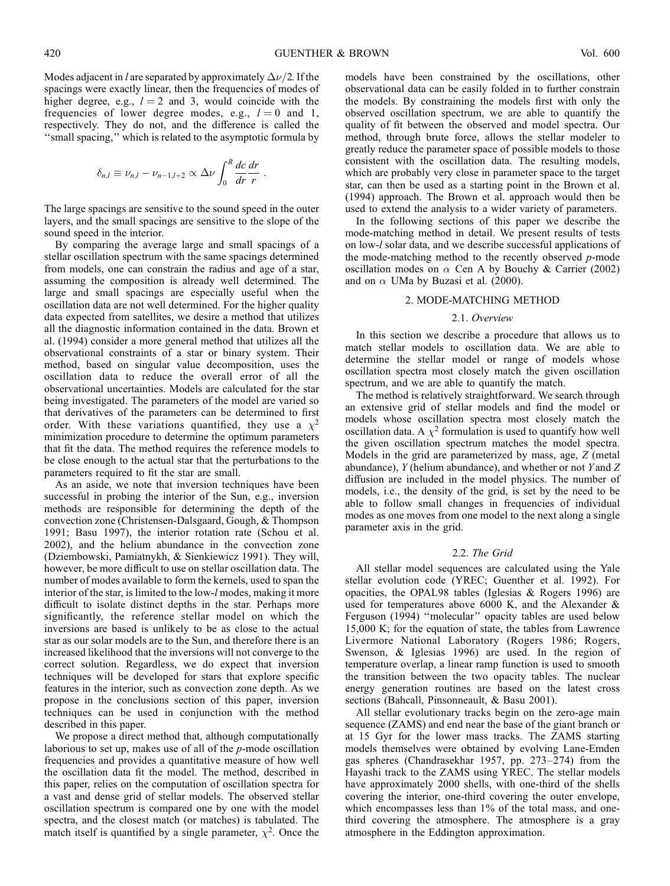Modes adjacent in $l$ are separated by approximately $\Delta\nu/2$. If the spacings were exactly linear, then the frequencies of modes of higher degree, e.g., $l = 2$ and 3, would coincide with the frequencies of lower degree modes, e.g., $l = 0$ and 1, respectively. They do not, and the difference is called the "small spacing," which is related to the asymptotic formula by

$$\delta_{n,l} \equiv \nu_{n,l} - \nu_{n-1,l+2} \propto \Delta\nu \int_0^R \frac{dc}{dr}\frac{dr}{r} .$$

The large spacings are sensitive to the sound speed in the outer layers, and the small spacings are sensitive to the slope of the sound speed in the interior.

By comparing the average large and small spacings of a stellar oscillation spectrum with the same spacings determined from models, one can constrain the radius and age of a star, assuming the composition is already well determined. The large and small spacings are especially useful when the oscillation data are not well determined. For the higher quality data expected from satellites, we desire a method that utilizes all the diagnostic information contained in the data. Brown et al. (1994) consider a more general method that utilizes all the observational constraints of a star or binary system. Their method, based on singular value decomposition, uses the oscillation data to reduce the overall error of all the observational uncertainties. Models are calculated for the star being investigated. The parameters of the model are varied so that derivatives of the parameters can be determined to first order. With these variations quantified, they use a $\chi^2$ minimization procedure to determine the optimum parameters that fit the data. The method requires the reference models to be close enough to the actual star that the perturbations to the parameters required to fit the star are small.

As an aside, we note that inversion techniques have been successful in probing the interior of the Sun, e.g., inversion methods are responsible for determining the depth of the convection zone (Christensen-Dalsgaard, Gough, & Thompson 1991; Basu 1997), the interior rotation rate (Schou et al. 2002), and the helium abundance in the convection zone (Dziembowski, Pamiatnykh, & Sienkiewicz 1991). They will, however, be more difficult to use on stellar oscillation data. The number of modes available to form the kernels, used to span the interior of the star, is limited to the low-$l$ modes, making it more difficult to isolate distinct depths in the star. Perhaps more significantly, the reference stellar model on which the inversions are based is unlikely to be as close to the actual star as our solar models are to the Sun, and therefore there is an increased likelihood that the inversions will not converge to the correct solution. Regardless, we do expect that inversion techniques will be developed for stars that explore specific features in the interior, such as convection zone depth. As we propose in the conclusions section of this paper, inversion techniques can be used in conjunction with the method described in this paper.

We propose a direct method that, although computationally laborious to set up, makes use of all of the $p$-mode oscillation frequencies and provides a quantitative measure of how well the oscillation data fit the model. The method, described in this paper, relies on the computation of oscillation spectra for a vast and dense grid of stellar models. The observed stellar oscillation spectrum is compared one by one with the model spectra, and the closest match (or matches) is tabulated. The match itself is quantified by a single parameter, $\chi^2$. Once the models have been constrained by the oscillations, other observational data can be easily folded in to further constrain the models. By constraining the models first with only the observed oscillation spectrum, we are able to quantify the quality of fit between the observed and model spectra. Our method, through brute force, allows the stellar modeler to greatly reduce the parameter space of possible models to those consistent with the oscillation data. The resulting models, which are probably very close in parameter space to the target star, can then be used as a starting point in the Brown et al. (1994) approach. The Brown et al. approach would then be used to extend the analysis to a wider variety of parameters.

In the following sections of this paper we describe the mode-matching method in detail. We present results of tests on low-$l$ solar data, and we describe successful applications of the mode-matching method to the recently observed $p$-mode oscillation modes on $\alpha$ Cen A by Bouchy & Carrier (2002) and on $\alpha$ UMa by Buzasi et al. (2000).

## 2. MODE-MATCHING METHOD

### 2.1. *Overview*

In this section we describe a procedure that allows us to match stellar models to oscillation data. We are able to determine the stellar model or range of models whose oscillation spectra most closely match the given oscillation spectrum, and we are able to quantify the match.

The method is relatively straightforward. We search through an extensive grid of stellar models and find the model or models whose oscillation spectra most closely match the oscillation data. A $\chi^2$ formulation is used to quantify how well the given oscillation spectrum matches the model spectra. Models in the grid are parameterized by mass, age, $Z$ (metal abundance), $Y$ (helium abundance), and whether or not $Y$ and $Z$ diffusion are included in the model physics. The number of models, i.e., the density of the grid, is set by the need to be able to follow small changes in frequencies of individual modes as one moves from one model to the next along a single parameter axis in the grid.

### 2.2. *The Grid*

All stellar model sequences are calculated using the Yale stellar evolution code (YREC; Guenther et al. 1992). For opacities, the OPAL98 tables (Iglesias & Rogers 1996) are used for temperatures above 6000 K, and the Alexander & Ferguson (1994) "molecular" opacity tables are used below 15,000 K; for the equation of state, the tables from Lawrence Livermore National Laboratory (Rogers 1986; Rogers, Swenson, & Iglesias 1996) are used. In the region of temperature overlap, a linear ramp function is used to smooth the transition between the two opacity tables. The nuclear energy generation routines are based on the latest cross sections (Bahcall, Pinsonneault, & Basu 2001).

All stellar evolutionary tracks begin on the zero-age main sequence (ZAMS) and end near the base of the giant branch or at 15 Gyr for the lower mass tracks. The ZAMS starting models themselves were obtained by evolving Lane-Emden gas spheres (Chandrasekhar 1957, pp. 273–274) from the Hayashi track to the ZAMS using YREC. The stellar models have approximately 2000 shells, with one-third of the shells covering the interior, one-third covering the outer envelope, which encompasses less than 1% of the total mass, and one-third covering the atmosphere. The atmosphere is a gray atmosphere in the Eddington approximation.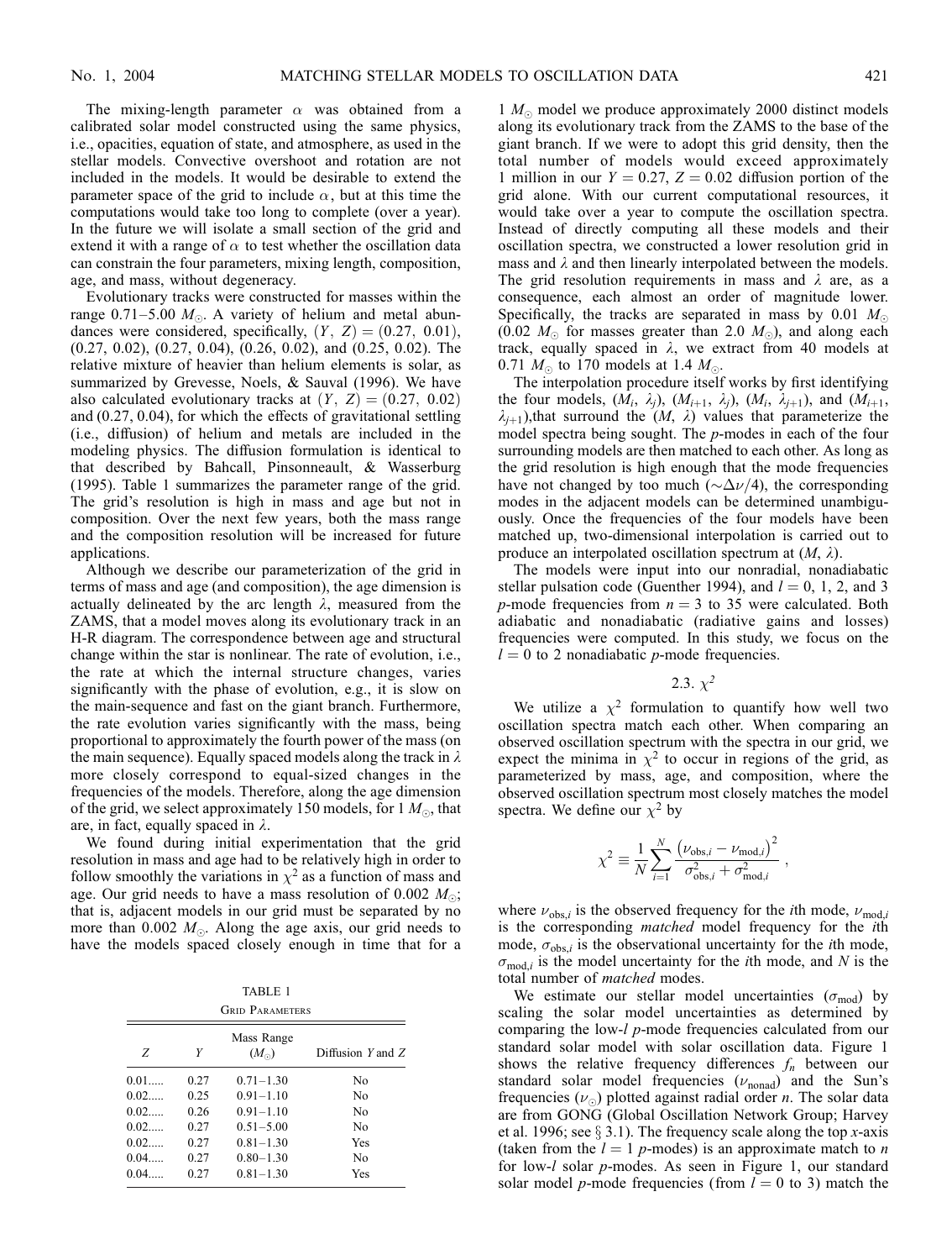The mixing-length parameter $\alpha$ was obtained from a calibrated solar model constructed using the same physics, i.e., opacities, equation of state, and atmosphere, as used in the stellar models. Convective overshoot and rotation are not included in the models. It would be desirable to extend the parameter space of the grid to include $\alpha$, but at this time the computations would take too long to complete (over a year). In the future we will isolate a small section of the grid and extend it with a range of $\alpha$ to test whether the oscillation data can constrain the four parameters, mixing length, composition, age, and mass, without degeneracy.

Evolutionary tracks were constructed for masses within the range 0.71–5.00 $M_\odot$. A variety of helium and metal abundances were considered, specifically, $(Y, Z) = (0.27, 0.01)$, (0.27, 0.02), (0.27, 0.04), (0.26, 0.02), and (0.25, 0.02). The relative mixture of heavier than helium elements is solar, as summarized by Grevesse, Noels, & Sauval (1996). We have also calculated evolutionary tracks at $(Y, Z) = (0.27, 0.02)$ and (0.27, 0.04), for which the effects of gravitational settling (i.e., diffusion) of helium and metals are included in the modeling physics. The diffusion formulation is identical to that described by Bahcall, Pinsonneault, & Wasserburg (1995). Table 1 summarizes the parameter range of the grid. The grid's resolution is high in mass and age but not in composition. Over the next few years, both the mass range and the composition resolution will be increased for future applications.

Although we describe our parameterization of the grid in terms of mass and age (and composition), the age dimension is actually delineated by the arc length $\lambda$, measured from the ZAMS, that a model moves along its evolutionary track in an H-R diagram. The correspondence between age and structural change within the star is nonlinear. The rate of evolution, i.e., the rate at which the internal structure changes, varies significantly with the phase of evolution, e.g., it is slow on the main-sequence and fast on the giant branch. Furthermore, the rate evolution varies significantly with the mass, being proportional to approximately the fourth power of the mass (on the main sequence). Equally spaced models along the track in $\lambda$ more closely correspond to equal-sized changes in the frequencies of the models. Therefore, along the age dimension of the grid, we select approximately 150 models, for 1 $M_\odot$, that are, in fact, equally spaced in $\lambda$.

We found during initial experimentation that the grid resolution in mass and age had to be relatively high in order to follow smoothly the variations in $\chi^2$ as a function of mass and age. Our grid needs to have a mass resolution of 0.002 $M_\odot$; that is, adjacent models in our grid must be separated by no more than 0.002 $M_\odot$. Along the age axis, our grid needs to have the models spaced closely enough in time that for a 1 $M_\odot$ model we produce approximately 2000 distinct models along its evolutionary track from the ZAMS to the base of the giant branch. If we were to adopt this grid density, then the total number of models would exceed approximately 1 million in our $Y = 0.27$, $Z = 0.02$ diffusion portion of the grid alone. With our current computational resources, it would take over a year to compute the oscillation spectra. Instead of directly computing all these models and their oscillation spectra, we constructed a lower resolution grid in mass and $\lambda$ and then linearly interpolated between the models. The grid resolution requirements in mass and $\lambda$ are, as a consequence, each almost an order of magnitude lower. Specifically, the tracks are separated in mass by 0.01 $M_\odot$ (0.02 $M_\odot$ for masses greater than 2.0 $M_\odot$), and along each track, equally spaced in $\lambda$, we extract from 40 models at 0.71 $M_\odot$ to 170 models at 1.4 $M_\odot$.

TABLE 1
Grid Parameters

| $Z$ | $Y$ | Mass Range ($M_\odot$) | Diffusion $Y$ and $Z$ |
|---|---|---|---|
| 0.01..... | 0.27 | 0.71–1.30 | No |
| 0.02..... | 0.25 | 0.91–1.10 | No |
| 0.02..... | 0.26 | 0.91–1.10 | No |
| 0.02..... | 0.27 | 0.51–5.00 | No |
| 0.02..... | 0.27 | 0.81–1.30 | Yes |
| 0.04..... | 0.27 | 0.80–1.30 | No |
| 0.04..... | 0.27 | 0.81–1.30 | Yes |

The interpolation procedure itself works by first identifying the four models, $(M_i, \lambda_j)$, $(M_{i+1}, \lambda_j)$, $(M_i, \lambda_{j+1})$, and $(M_{i+1}, \lambda_{j+1})$,that surround the $(M, \lambda)$ values that parameterize the model spectra being sought. The $p$-modes in each of the four surrounding models are then matched to each other. As long as the grid resolution is high enough that the mode frequencies have not changed by too much ($\sim\Delta\nu/4$), the corresponding modes in the adjacent models can be determined unambiguously. Once the frequencies of the four models have been matched up, two-dimensional interpolation is carried out to produce an interpolated oscillation spectrum at $(M, \lambda)$.

The models were input into our nonradial, nonadiabatic stellar pulsation code (Guenther 1994), and $l = 0$, 1, 2, and 3 $p$-mode frequencies from $n = 3$ to 35 were calculated. Both adiabatic and nonadiabatic (radiative gains and losses) frequencies were computed. In this study, we focus on the $l = 0$ to 2 nonadiabatic $p$-mode frequencies.

### 2.3. $\chi^2$

We utilize a $\chi^2$ formulation to quantify how well two oscillation spectra match each other. When comparing an observed oscillation spectrum with the spectra in our grid, we expect the minima in $\chi^2$ to occur in regions of the grid, as parameterized by mass, age, and composition, where the observed oscillation spectrum most closely matches the model spectra. We define our $\chi^2$ by

$$\chi^2 \equiv \frac{1}{N}\sum_{i=1}^{N}\frac{\left(\nu_{\mathrm{obs},i} - \nu_{\mathrm{mod},i}\right)^2}{\sigma^2_{\mathrm{obs},i} + \sigma^2_{\mathrm{mod},i}} ,$$

where $\nu_{\mathrm{obs},i}$ is the observed frequency for the $i$th mode, $\nu_{\mathrm{mod},i}$ is the corresponding *matched* model frequency for the $i$th mode, $\sigma_{\mathrm{obs},i}$ is the observational uncertainty for the $i$th mode, $\sigma_{\mathrm{mod},i}$ is the model uncertainty for the $i$th mode, and $N$ is the total number of *matched* modes.

We estimate our stellar model uncertainties ($\sigma_{\mathrm{mod}}$) by scaling the solar model uncertainties as determined by comparing the low-$l$ $p$-mode frequencies calculated from our standard solar model with solar oscillation data. Figure 1 shows the relative frequency differences $f_n$ between our standard solar model frequencies ($\nu_{\mathrm{nonad}}$) and the Sun's frequencies ($\nu_\odot$) plotted against radial order $n$. The solar data are from GONG (Global Oscillation Network Group; Harvey et al. 1996; see § 3.1). The frequency scale along the top $x$-axis (taken from the $l = 1$ $p$-modes) is an approximate match to $n$ for low-$l$ solar $p$-modes. As seen in Figure 1, our standard solar model $p$-mode frequencies (from $l = 0$ to 3) match the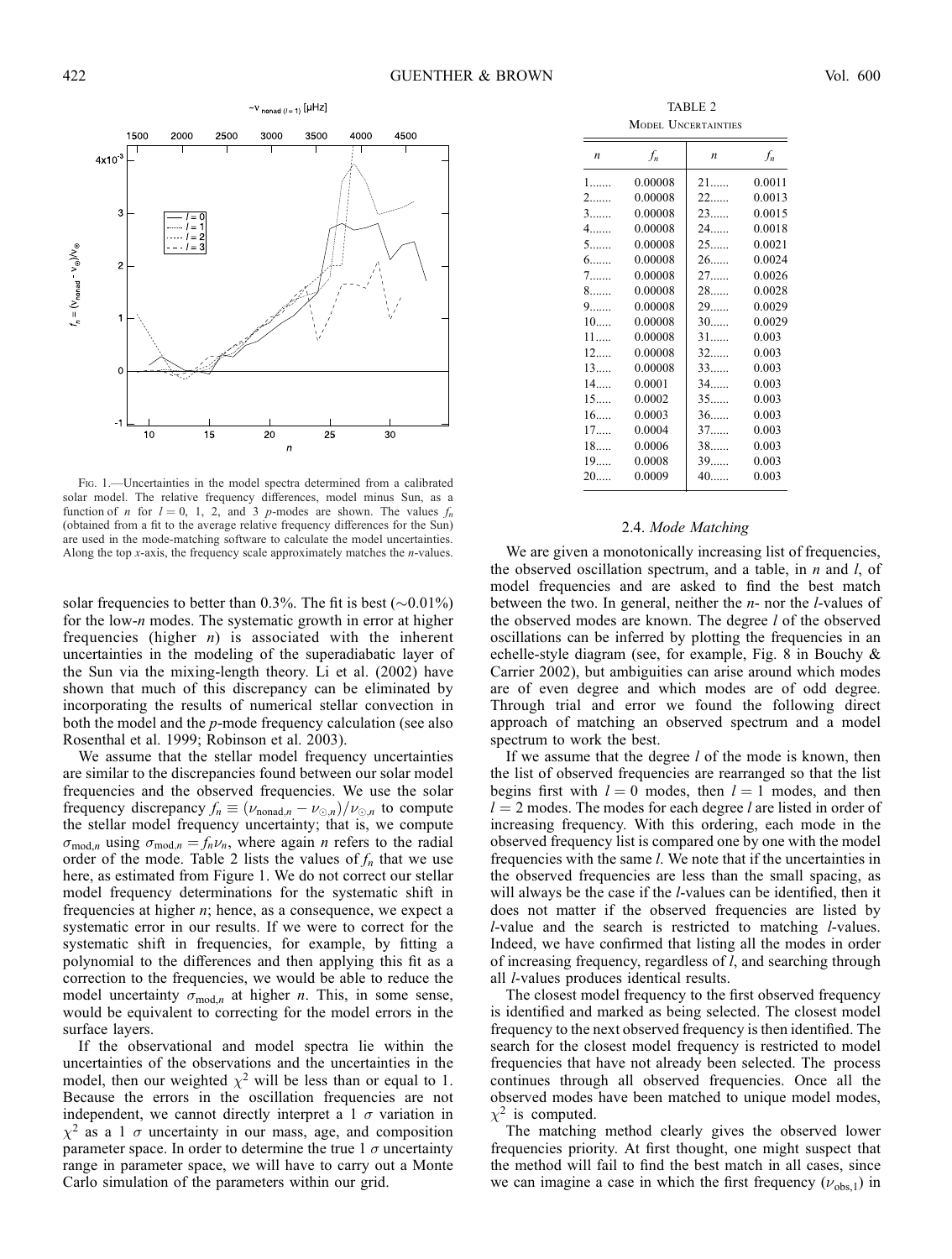$-\nu_{\rm nonad\ (l=1)}$ [μHz]

1500 2000 2500 3000 3500 4000 4500

4x10$^{-3}$

3

2

1

0

-1

$f_n = (\nu_{\rm nonad} - \nu_\odot)/\nu_\odot$

— l = 0
······ l = 1
····· l = 2
- - - l = 3

10 15 20 25 30

$n$

Fig. 1.—Uncertainties in the model spectra determined from a calibrated solar model. The relative frequency differences, model minus Sun, as a function of $n$ for $l = 0$, 1, 2, and 3 $p$-modes are shown. The values $f_n$ (obtained from a fit to the average relative frequency differences for the Sun) are used in the mode-matching software to calculate the model uncertainties. Along the top $x$-axis, the frequency scale approximately matches the $n$-values.

solar frequencies to better than 0.3%. The fit is best (~0.01%) for the low-$n$ modes. The systematic growth in error at higher frequencies (higher $n$) is associated with the inherent uncertainties in the modeling of the superadiabatic layer of the Sun via the mixing-length theory. Li et al. (2002) have shown that much of this discrepancy can be eliminated by incorporating the results of numerical stellar convection in both the model and the $p$-mode frequency calculation (see also Rosenthal et al. 1999; Robinson et al. 2003).

We assume that the stellar model frequency uncertainties are similar to the discrepancies found between our solar model frequencies and the observed frequencies. We use the solar frequency discrepancy $f_n \equiv (\nu_{{\rm nonad},n} - \nu_{\odot,n})/\nu_{\odot,n}$ to compute the stellar model frequency uncertainty; that is, we compute $\sigma_{{\rm mod},n}$ using $\sigma_{{\rm mod},n} = f_n \nu_n$, where again $n$ refers to the radial order of the mode. Table 2 lists the values of $f_n$ that we use here, as estimated from Figure 1. We do not correct our stellar model frequency determinations for the systematic shift in frequencies at higher $n$; hence, as a consequence, we expect a systematic error in our results. If we were to correct for the systematic shift in frequencies, for example, by fitting a polynomial to the differences and then applying this fit as a correction to the frequencies, we would be able to reduce the model uncertainty $\sigma_{{\rm mod},n}$ at higher $n$. This, in some sense, would be equivalent to correcting for the model errors in the surface layers.

If the observational and model spectra lie within the uncertainties of the observations and the uncertainties in the model, then our weighted $\chi^2$ will be less than or equal to 1. Because the errors in the oscillation frequencies are not independent, we cannot directly interpret a 1 $\sigma$ variation in $\chi^2$ as a 1 $\sigma$ uncertainty in our mass, age, and composition parameter space. In order to determine the true 1 $\sigma$ uncertainty range in parameter space, we will have to carry out a Monte Carlo simulation of the parameters within our grid.

TABLE 2

Model Uncertainties

| $n$ | $f_n$ | $n$ | $f_n$ |
|---|---|---|---|
| 1....... | 0.00008 | 21...... | 0.0011 |
| 2....... | 0.00008 | 22...... | 0.0013 |
| 3....... | 0.00008 | 23...... | 0.0015 |
| 4....... | 0.00008 | 24...... | 0.0018 |
| 5....... | 0.00008 | 25...... | 0.0021 |
| 6....... | 0.00008 | 26...... | 0.0024 |
| 7....... | 0.00008 | 27...... | 0.0026 |
| 8....... | 0.00008 | 28...... | 0.0028 |
| 9....... | 0.00008 | 29...... | 0.0029 |
| 10..... | 0.00008 | 30...... | 0.0029 |
| 11..... | 0.00008 | 31...... | 0.003 |
| 12..... | 0.00008 | 32...... | 0.003 |
| 13..... | 0.00008 | 33...... | 0.003 |
| 14..... | 0.0001 | 34...... | 0.003 |
| 15..... | 0.0002 | 35...... | 0.003 |
| 16..... | 0.0003 | 36...... | 0.003 |
| 17..... | 0.0004 | 37...... | 0.003 |
| 18..... | 0.0006 | 38...... | 0.003 |
| 19..... | 0.0008 | 39...... | 0.003 |
| 20..... | 0.0009 | 40...... | 0.003 |

### 2.4. *Mode Matching*

We are given a monotonically increasing list of frequencies, the observed oscillation spectrum, and a table, in $n$ and $l$, of model frequencies and are asked to find the best match between the two. In general, neither the $n$- nor the $l$-values of the observed modes are known. The degree $l$ of the observed oscillations can be inferred by plotting the frequencies in an echelle-style diagram (see, for example, Fig. 8 in Bouchy & Carrier 2002), but ambiguities can arise around which modes are of even degree and which modes are of odd degree. Through trial and error we found the following direct approach of matching an observed spectrum and a model spectrum to work the best.

If we assume that the degree $l$ of the mode is known, then the list of observed frequencies are rearranged so that the list begins first with $l = 0$ modes, then $l = 1$ modes, and then $l = 2$ modes. The modes for each degree $l$ are listed in order of increasing frequency. With this ordering, each mode in the observed frequency list is compared one by one with the model frequencies with the same $l$. We note that if the uncertainties in the observed frequencies are less than the small spacing, as will always be the case if the $l$-values can be identified, then it does not matter if the observed frequencies are listed by $l$-value and the search is restricted to matching $l$-values. Indeed, we have confirmed that listing all the modes in order of increasing frequency, regardless of $l$, and searching through all $l$-values produces identical results.

The closest model frequency to the first observed frequency is identified and marked as being selected. The closest model frequency to the next observed frequency is then identified. The search for the closest model frequency is restricted to model frequencies that have not already been selected. The process continues through all observed frequencies. Once all the observed modes have been matched to unique model modes, $\chi^2$ is computed.

The matching method clearly gives the observed lower frequencies priority. At first thought, one might suspect that the method will fail to find the best match in all cases, since we can imagine a case in which the first frequency ($\nu_{{\rm obs},1}$) in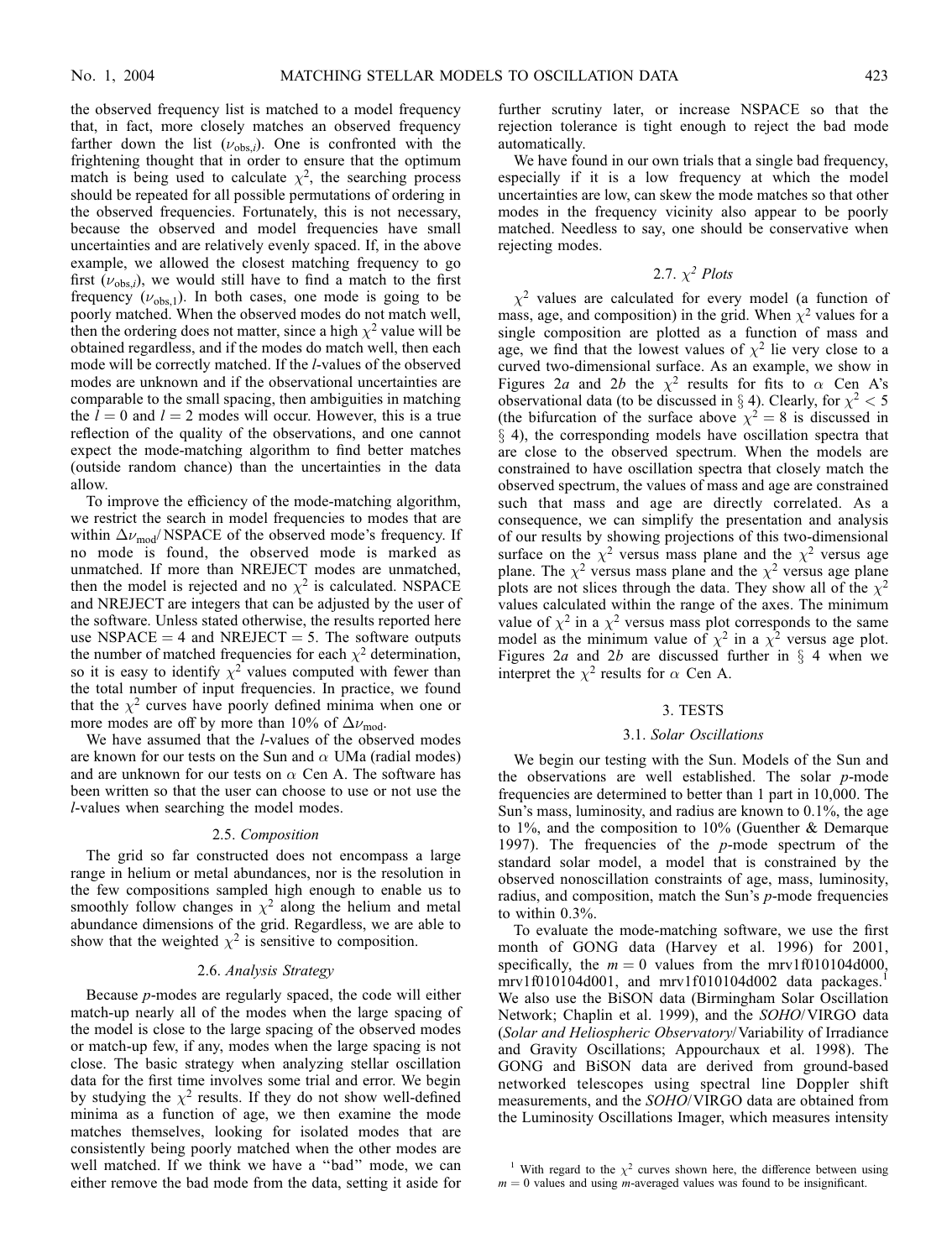the observed frequency list is matched to a model frequency that, in fact, more closely matches an observed frequency farther down the list ($\nu_{\mathrm{obs},i}$). One is confronted with the frightening thought that in order to ensure that the optimum match is being used to calculate $\chi^2$, the searching process should be repeated for all possible permutations of ordering in the observed frequencies. Fortunately, this is not necessary, because the observed and model frequencies have small uncertainties and are relatively evenly spaced. If, in the above example, we allowed the closest matching frequency to go first ($\nu_{\mathrm{obs},i}$), we would still have to find a match to the first frequency ($\nu_{\mathrm{obs},1}$). In both cases, one mode is going to be poorly matched. When the observed modes do not match well, then the ordering does not matter, since a high $\chi^2$ value will be obtained regardless, and if the modes do match well, then each mode will be correctly matched. If the $l$-values of the observed modes are unknown and if the observational uncertainties are comparable to the small spacing, then ambiguities in matching the $l = 0$ and $l = 2$ modes will occur. However, this is a true reflection of the quality of the observations, and one cannot expect the mode-matching algorithm to find better matches (outside random chance) than the uncertainties in the data allow.

To improve the efficiency of the mode-matching algorithm, we restrict the search in model frequencies to modes that are within $\Delta\nu_{\mathrm{mod}}$/NSPACE of the observed mode's frequency. If no mode is found, the observed mode is marked as unmatched. If more than NREJECT modes are unmatched, then the model is rejected and no $\chi^2$ is calculated. NSPACE and NREJECT are integers that can be adjusted by the user of the software. Unless stated otherwise, the results reported here use NSPACE = 4 and NREJECT = 5. The software outputs the number of matched frequencies for each $\chi^2$ determination, so it is easy to identify $\chi^2$ values computed with fewer than the total number of input frequencies. In practice, we found that the $\chi^2$ curves have poorly defined minima when one or more modes are off by more than 10% of $\Delta\nu_{\mathrm{mod}}$.

We have assumed that the $l$-values of the observed modes are known for our tests on the Sun and $\alpha$ UMa (radial modes) and are unknown for our tests on $\alpha$ Cen A. The software has been written so that the user can choose to use or not use the $l$-values when searching the model modes.

### 2.5. *Composition*

The grid so far constructed does not encompass a large range in helium or metal abundances, nor is the resolution in the few compositions sampled high enough to enable us to smoothly follow changes in $\chi^2$ along the helium and metal abundance dimensions of the grid. Regardless, we are able to show that the weighted $\chi^2$ is sensitive to composition.

### 2.6. *Analysis Strategy*

Because $p$-modes are regularly spaced, the code will either match-up nearly all of the modes when the large spacing of the model is close to the large spacing of the observed modes or match-up few, if any, modes when the large spacing is not close. The basic strategy when analyzing stellar oscillation data for the first time involves some trial and error. We begin by studying the $\chi^2$ results. If they do not show well-defined minima as a function of age, we then examine the mode matches themselves, looking for isolated modes that are consistently being poorly matched when the other modes are well matched. If we think we have a "bad" mode, we can either remove the bad mode from the data, setting it aside for further scrutiny later, or increase NSPACE so that the rejection tolerance is tight enough to reject the bad mode automatically.

We have found in our own trials that a single bad frequency, especially if it is a low frequency at which the model uncertainties are low, can skew the mode matches so that other modes in the frequency vicinity also appear to be poorly matched. Needless to say, one should be conservative when rejecting modes.

### 2.7. *$\chi^2$ Plots*

$\chi^2$ values are calculated for every model (a function of mass, age, and composition) in the grid. When $\chi^2$ values for a single composition are plotted as a function of mass and age, we find that the lowest values of $\chi^2$ lie very close to a curved two-dimensional surface. As an example, we show in Figures 2*a* and 2*b* the $\chi^2$ results for fits to $\alpha$ Cen A's observational data (to be discussed in § 4). Clearly, for $\chi^2 < 5$ (the bifurcation of the surface above $\chi^2 = 8$ is discussed in § 4), the corresponding models have oscillation spectra that are close to the observed spectrum. When the models are constrained to have oscillation spectra that closely match the observed spectrum, the values of mass and age are constrained such that mass and age are directly correlated. As a consequence, we can simplify the presentation and analysis of our results by showing projections of this two-dimensional surface on the $\chi^2$ versus mass plane and the $\chi^2$ versus age plane. The $\chi^2$ versus mass plane and the $\chi^2$ versus age plane plots are not slices through the data. They show all of the $\chi^2$ values calculated within the range of the axes. The minimum value of $\chi^2$ in a $\chi^2$ versus mass plot corresponds to the same model as the minimum value of $\chi^2$ in a $\chi^2$ versus age plot. Figures 2*a* and 2*b* are discussed further in § 4 when we interpret the $\chi^2$ results for $\alpha$ Cen A.

## 3. TESTS

### 3.1. *Solar Oscillations*

We begin our testing with the Sun. Models of the Sun and the observations are well established. The solar $p$-mode frequencies are determined to better than 1 part in 10,000. The Sun's mass, luminosity, and radius are known to 0.1%, the age to 1%, and the composition to 10% (Guenther & Demarque 1997). The frequencies of the $p$-mode spectrum of the standard solar model, a model that is constrained by the observed nonoscillation constraints of age, mass, luminosity, radius, and composition, match the Sun's $p$-mode frequencies to within 0.3%.

To evaluate the mode-matching software, we use the first month of GONG data (Harvey et al. 1996) for 2001, specifically, the $m = 0$ values from the mrv1f010104d000, mrv1f010104d001, and mrv1f010104d002 data packages.[1] We also use the BiSON data (Birmingham Solar Oscillation Network; Chaplin et al. 1999), and the *SOHO*/VIRGO data (*Solar and Heliospheric Observatory*/Variability of Irradiance and Gravity Oscillations; Appourchaux et al. 1998). The GONG and BiSON data are derived from ground-based networked telescopes using spectral line Doppler shift measurements, and the *SOHO*/VIRGO data are obtained from the Luminosity Oscillations Imager, which measures intensity

[1] With regard to the $\chi^2$ curves shown here, the difference between using $m = 0$ values and using $m$-averaged values was found to be insignificant.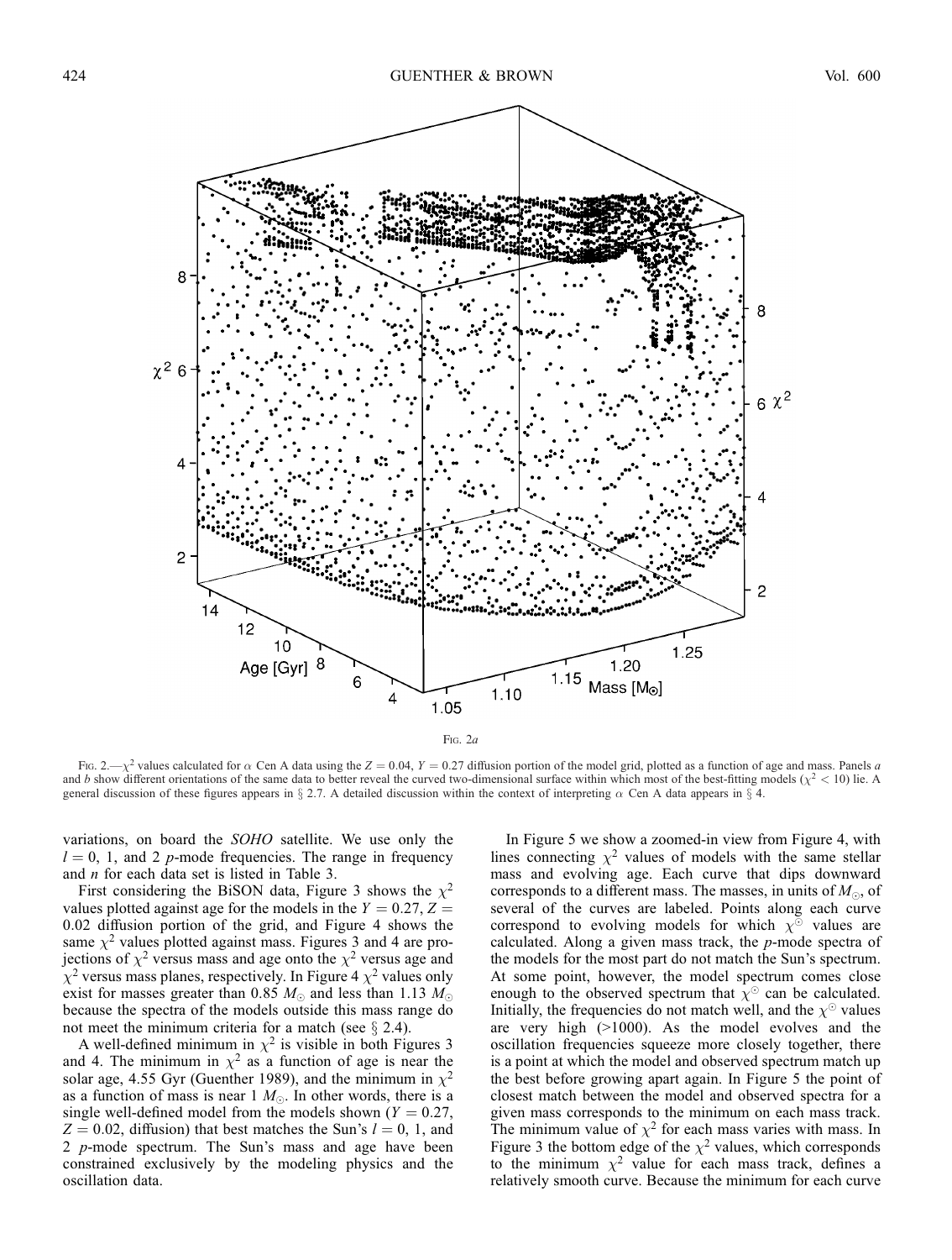Fig. 2a

Fig. 2.—$\chi^2$ values calculated for $\alpha$ Cen A data using the $Z = 0.04$, $Y = 0.27$ diffusion portion of the model grid, plotted as a function of age and mass. Panels *a* and *b* show different orientations of the same data to better reveal the curved two-dimensional surface within which most of the best-fitting models ($\chi^2 < 10$) lie. A general discussion of these figures appears in § 2.7. A detailed discussion within the context of interpreting $\alpha$ Cen A data appears in § 4.

variations, on board the *SOHO* satellite. We use only the $l = 0$, 1, and 2 *p*-mode frequencies. The range in frequency and *n* for each data set is listed in Table 3.

First considering the BiSON data, Figure 3 shows the $\chi^2$ values plotted against age for the models in the $Y = 0.27$, $Z = 0.02$ diffusion portion of the grid, and Figure 4 shows the same $\chi^2$ values plotted against mass. Figures 3 and 4 are projections of $\chi^2$ versus mass and age onto the $\chi^2$ versus age and $\chi^2$ versus mass planes, respectively. In Figure 4 $\chi^2$ values only exist for masses greater than 0.85 $M_{\odot}$ and less than 1.13 $M_{\odot}$ because the spectra of the models outside this mass range do not meet the minimum criteria for a match (see § 2.4).

A well-defined minimum in $\chi^2$ is visible in both Figures 3 and 4. The minimum in $\chi^2$ as a function of age is near the solar age, 4.55 Gyr (Guenther 1989), and the minimum in $\chi^2$ as a function of mass is near 1 $M_{\odot}$. In other words, there is a single well-defined model from the models shown ($Y = 0.27$, $Z = 0.02$, diffusion) that best matches the Sun's $l = 0$, 1, and 2 *p*-mode spectrum. The Sun's mass and age have been constrained exclusively by the modeling physics and the oscillation data.

In Figure 5 we show a zoomed-in view from Figure 4, with lines connecting $\chi^2$ values of models with the same stellar mass and evolving age. Each curve that dips downward corresponds to a different mass. The masses, in units of $M_{\odot}$, of several of the curves are labeled. Points along each curve correspond to evolving models for which $\chi^{\odot}$ values are calculated. Along a given mass track, the *p*-mode spectra of the models for the most part do not match the Sun's spectrum. At some point, however, the model spectrum comes close enough to the observed spectrum that $\chi^{\odot}$ can be calculated. Initially, the frequencies do not match well, and the $\chi^{\odot}$ values are very high (>1000). As the model evolves and the oscillation frequencies squeeze more closely together, there is a point at which the model and observed spectrum match up the best before growing apart again. In Figure 5 the point of closest match between the model and observed spectra for a given mass corresponds to the minimum on each mass track. The minimum value of $\chi^2$ for each mass varies with mass. In Figure 3 the bottom edge of the $\chi^2$ values, which corresponds to the minimum $\chi^2$ value for each mass track, defines a relatively smooth curve. Because the minimum for each curve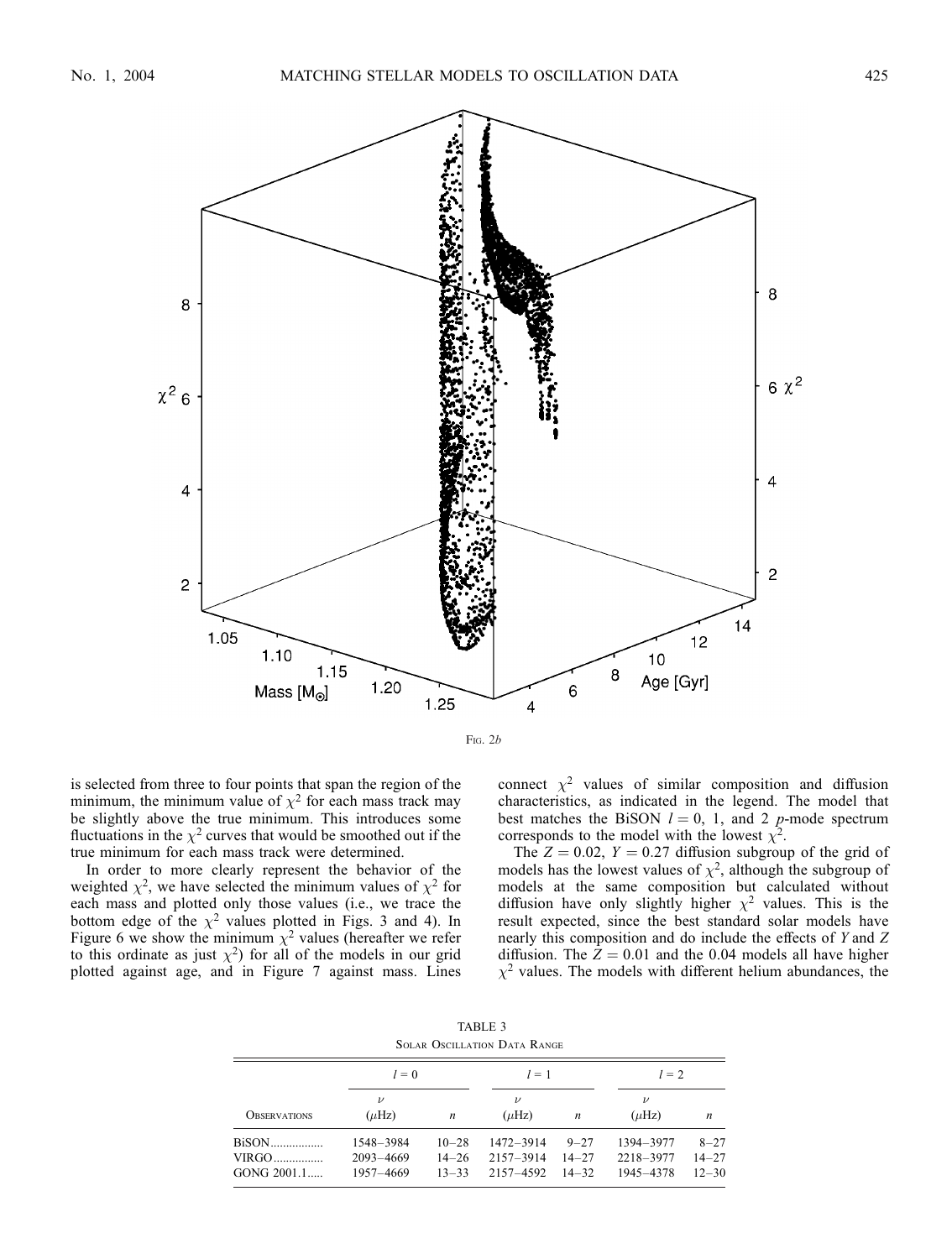Fig. 2*b*

is selected from three to four points that span the region of the minimum, the minimum value of $\chi^2$ for each mass track may be slightly above the true minimum. This introduces some fluctuations in the $\chi^2$ curves that would be smoothed out if the true minimum for each mass track were determined.

In order to more clearly represent the behavior of the weighted $\chi^2$, we have selected the minimum values of $\chi^2$ for each mass and plotted only those values (i.e., we trace the bottom edge of the $\chi^2$ values plotted in Figs. 3 and 4). In Figure 6 we show the minimum $\chi^2$ values (hereafter we refer to this ordinate as just $\chi^2$) for all of the models in our grid plotted against age, and in Figure 7 against mass. Lines connect $\chi^2$ values of similar composition and diffusion characteristics, as indicated in the legend. The model that best matches the BiSON $l = 0$, 1, and 2 *p*-mode spectrum corresponds to the model with the lowest $\chi^2$.

The $Z = 0.02$, $Y = 0.27$ diffusion subgroup of the grid of models has the lowest values of $\chi^2$, although the subgroup of models at the same composition but calculated without diffusion have only slightly higher $\chi^2$ values. This is the result expected, since the best standard solar models have nearly this composition and do include the effects of $Y$ and $Z$ diffusion. The $Z = 0.01$ and the 0.04 models all have higher $\chi^2$ values. The models with different helium abundances, the

TABLE 3

Solar Oscillation Data Range

| Observations | $l = 0$ | | $l = 1$ | | $l = 2$ | |
|---|---|---|---|---|---|---|
| | $\nu$ ($\mu$Hz) | $n$ | $\nu$ ($\mu$Hz) | $n$ | $\nu$ ($\mu$Hz) | $n$ |
| BiSON | 1548–3984 | 10–28 | 1472–3914 | 9–27 | 1394–3977 | 8–27 |
| VIRGO | 2093–4669 | 14–26 | 2157–3914 | 14–27 | 2218–3977 | 14–27 |
| GONG 2001.1 | 1957–4669 | 13–33 | 2157–4592 | 14–32 | 1945–4378 | 12–30 |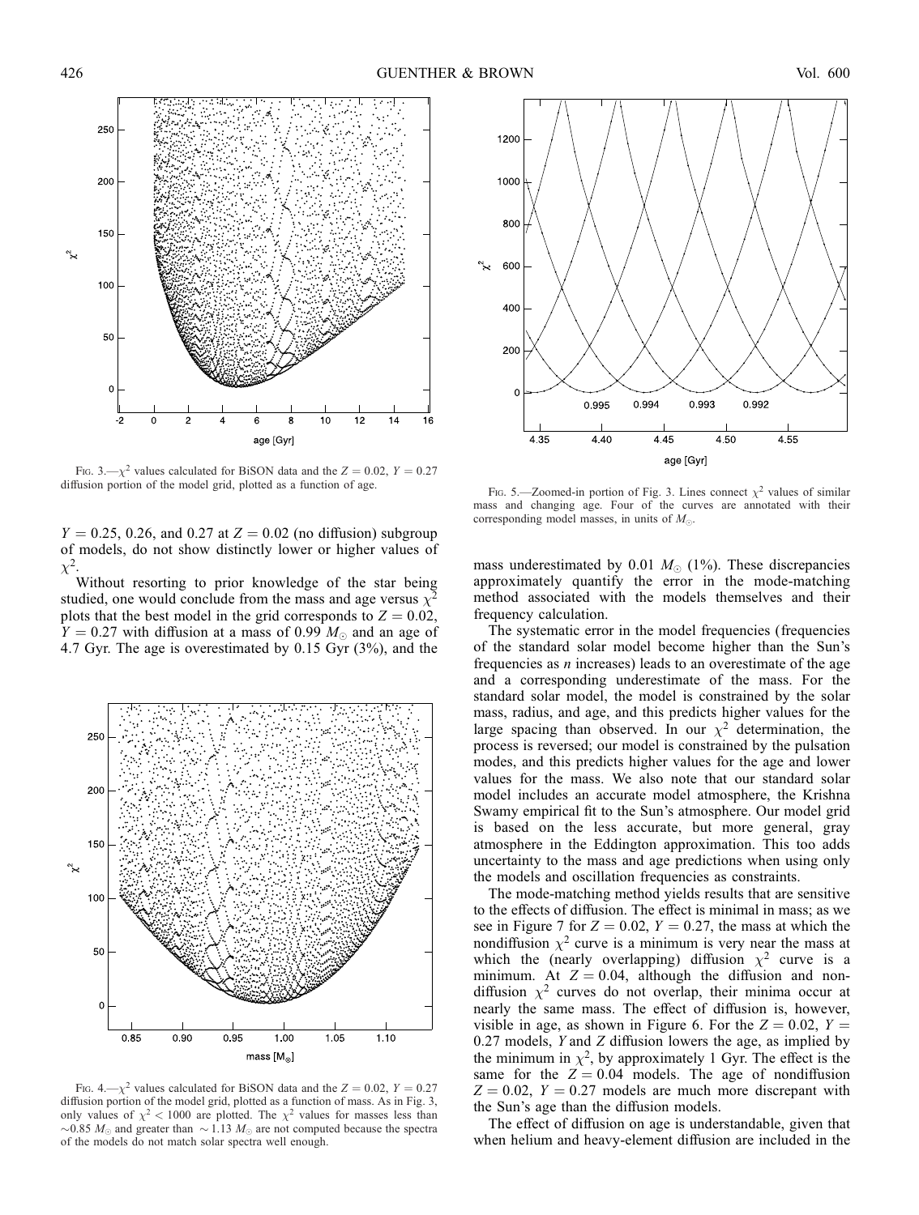Fig. 3.—$\chi^2$ values calculated for BiSON data and the $Z = 0.02$, $Y = 0.27$ diffusion portion of the model grid, plotted as a function of age.

$Y = 0.25$, 0.26, and 0.27 at $Z = 0.02$ (no diffusion) subgroup of models, do not show distinctly lower or higher values of $\chi^2$.

Without resorting to prior knowledge of the star being studied, one would conclude from the mass and age versus $\chi^2$ plots that the best model in the grid corresponds to $Z = 0.02$, $Y = 0.27$ with diffusion at a mass of 0.99 $M_{\odot}$ and an age of 4.7 Gyr. The age is overestimated by 0.15 Gyr (3%), and the mass underestimated by 0.01 $M_{\odot}$ (1%). These discrepancies approximately quantify the error in the mode-matching method associated with the models themselves and their frequency calculation.

Fig. 4.—$\chi^2$ values calculated for BiSON data and the $Z = 0.02$, $Y = 0.27$ diffusion portion of the model grid, plotted as a function of mass. As in Fig. 3, only values of $\chi^2 < 1000$ are plotted. The $\chi^2$ values for masses less than $\sim$0.85 $M_{\odot}$ and greater than $\sim$1.13 $M_{\odot}$ are not computed because the spectra of the models do not match solar spectra well enough.

Fig. 5.—Zoomed-in portion of Fig. 3. Lines connect $\chi^2$ values of similar mass and changing age. Four of the curves are annotated with their corresponding model masses, in units of $M_{\odot}$.

The systematic error in the model frequencies (frequencies of the standard solar model become higher than the Sun's frequencies as $n$ increases) leads to an overestimate of the age and a corresponding underestimate of the mass. For the standard solar model, the model is constrained by the solar mass, radius, and age, and this predicts higher values for the large spacing than observed. In our $\chi^2$ determination, the process is reversed; our model is constrained by the pulsation modes, and this predicts higher values for the age and lower values for the mass. We also note that our standard solar model includes an accurate model atmosphere, the Krishna Swamy empirical fit to the Sun's atmosphere. Our model grid is based on the less accurate, but more general, gray atmosphere in the Eddington approximation. This too adds uncertainty to the mass and age predictions when using only the models and oscillation frequencies as constraints.

The mode-matching method yields results that are sensitive to the effects of diffusion. The effect is minimal in mass; as we see in Figure 7 for $Z = 0.02$, $Y = 0.27$, the mass at which the nondiffusion $\chi^2$ curve is a minimum is very near the mass at which the (nearly overlapping) diffusion $\chi^2$ curve is a minimum. At $Z = 0.04$, although the diffusion and nondiffusion $\chi^2$ curves do not overlap, their minima occur at nearly the same mass. The effect of diffusion is, however, visible in age, as shown in Figure 6. For the $Z = 0.02$, $Y = 0.27$ models, $Y$ and $Z$ diffusion lowers the age, as implied by the minimum in $\chi^2$, by approximately 1 Gyr. The effect is the same for the $Z = 0.04$ models. The age of nondiffusion $Z = 0.02$, $Y = 0.27$ models are much more discrepant with the Sun's age than the diffusion models.

The effect of diffusion on age is understandable, given that when helium and heavy-element diffusion are included in the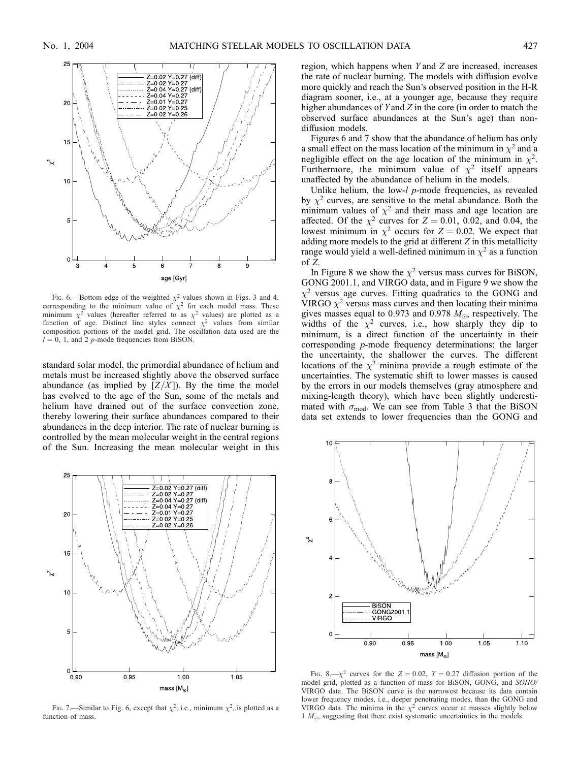Fig. 6.—Bottom edge of the weighted $\chi^2$ values shown in Figs. 3 and 4, corresponding to the minimum value of $\chi^2$ for each model mass. These minimum $\chi^2$ values (hereafter referred to as $\chi^2$ values) are plotted as a function of age. Distinct line styles connect $\chi^2$ values from similar composition portions of the model grid. The oscillation data used are the $l = 0$, 1, and 2 $p$-mode frequencies from BiSON.

Fig. 7.—Similar to Fig. 6, except that $\chi^2$, i.e., minimum $\chi^2$, is plotted as a function of mass.

standard solar model, the primordial abundance of helium and metals must be increased slightly above the observed surface abundance (as implied by $[Z/X]$). By the time the model has evolved to the age of the Sun, some of the metals and helium have drained out of the surface convection zone, thereby lowering their surface abundances compared to their abundances in the deep interior. The rate of nuclear burning is controlled by the mean molecular weight in the central regions of the Sun. Increasing the mean molecular weight in this region, which happens when $Y$ and $Z$ are increased, increases the rate of nuclear burning. The models with diffusion evolve more quickly and reach the Sun's observed position in the H-R diagram sooner, i.e., at a younger age, because they require higher abundances of $Y$ and $Z$ in the core (in order to match the observed surface abundances at the Sun's age) than non-diffusion models.

Figures 6 and 7 show that the abundance of helium has only a small effect on the mass location of the minimum in $\chi^2$ and a negligible effect on the age location of the minimum in $\chi^2$. Furthermore, the minimum value of $\chi^2$ itself appears unaffected by the abundance of helium in the models.

Unlike helium, the low-$l$ $p$-mode frequencies, as revealed by $\chi^2$ curves, are sensitive to the metal abundance. Both the minimum values of $\chi^2$ and their mass and age location are affected. Of the $\chi^2$ curves for $Z = 0.01$, 0.02, and 0.04, the lowest minimum in $\chi^2$ occurs for $Z = 0.02$. We expect that adding more models to the grid at different $Z$ in this metallicity range would yield a well-defined minimum in $\chi^2$ as a function of $Z$.

In Figure 8 we show the $\chi^2$ versus mass curves for BiSON, GONG 2001.1, and VIRGO data, and in Figure 9 we show the $\chi^2$ versus age curves. Fitting quadratics to the GONG and VIRGO $\chi^2$ versus mass curves and then locating their minima gives masses equal to 0.973 and 0.978 $M_{\odot}$, respectively. The widths of the $\chi^2$ curves, i.e., how sharply they dip to minimum, is a direct function of the uncertainty in their corresponding $p$-mode frequency determinations: the larger the uncertainty, the shallower the curves. The different locations of the $\chi^2$ minima provide a rough estimate of the uncertainties. The systematic shift to lower masses is caused by the errors in our models themselves (gray atmosphere and mixing-length theory), which have been slightly underestimated with $\sigma_{\rm mod}$. We can see from Table 3 that the BiSON data set extends to lower frequencies than the GONG and

Fig. 8.—$\chi^2$ curves for the $Z = 0.02$, $Y = 0.27$ diffusion portion of the model grid, plotted as a function of mass for BiSON, GONG, and *SOHO*/VIRGO data. The BiSON curve is the narrowest because its data contain lower frequency modes, i.e., deeper penetrating modes, than the GONG and VIRGO data. The minima in the $\chi^2$ curves occur at masses slightly below 1 $M_{\odot}$, suggesting that there exist systematic uncertainties in the models.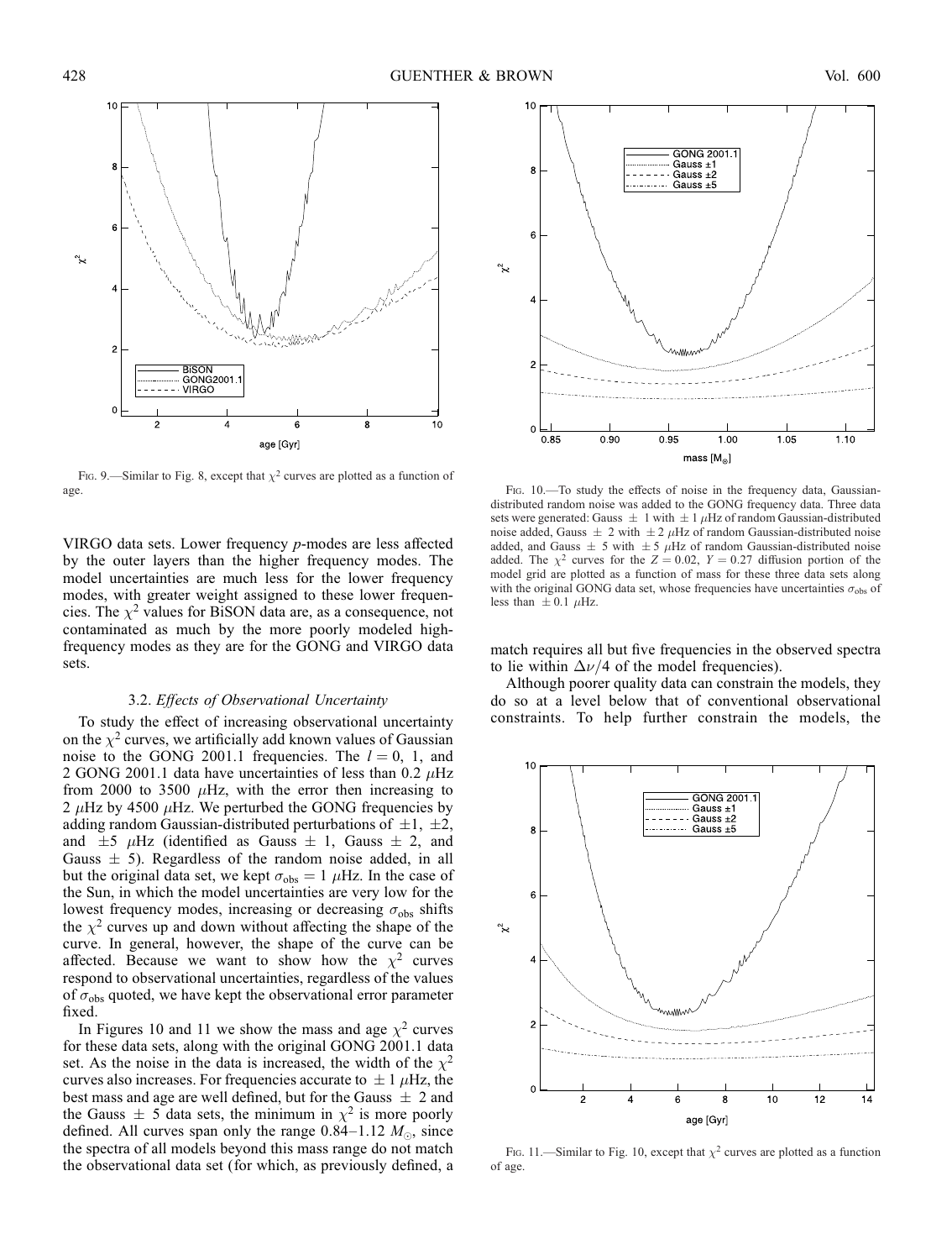FIG. 9.—Similar to Fig. 8, except that $\chi^2$ curves are plotted as a function of age.

VIRGO data sets. Lower frequency $p$-modes are less affected by the outer layers than the higher frequency modes. The model uncertainties are much less for the lower frequency modes, with greater weight assigned to these lower frequencies. The $\chi^2$ values for BiSON data are, as a consequence, not contaminated as much by the more poorly modeled high-frequency modes as they are for the GONG and VIRGO data sets.

### 3.2. *Effects of Observational Uncertainty*

To study the effect of increasing observational uncertainty on the $\chi^2$ curves, we artificially add known values of Gaussian noise to the GONG 2001.1 frequencies. The $l = 0$, 1, and 2 GONG 2001.1 data have uncertainties of less than 0.2 $\mu$Hz from 2000 to 3500 $\mu$Hz, with the error then increasing to 2 $\mu$Hz by 4500 $\mu$Hz. We perturbed the GONG frequencies by adding random Gaussian-distributed perturbations of $\pm 1$, $\pm 2$, and $\pm 5$ $\mu$Hz (identified as Gauss $\pm$ 1, Gauss $\pm$ 2, and Gauss $\pm$ 5). Regardless of the random noise added, in all but the original data set, we kept $\sigma_{\rm obs} = 1$ $\mu$Hz. In the case of the Sun, in which the model uncertainties are very low for the lowest frequency modes, increasing or decreasing $\sigma_{\rm obs}$ shifts the $\chi^2$ curves up and down without affecting the shape of the curve. In general, however, the shape of the curve can be affected. Because we want to show how the $\chi^2$ curves respond to observational uncertainties, regardless of the values of $\sigma_{\rm obs}$ quoted, we have kept the observational error parameter fixed.

In Figures 10 and 11 we show the mass and age $\chi^2$ curves for these data sets, along with the original GONG 2001.1 data set. As the noise in the data is increased, the width of the $\chi^2$ curves also increases. For frequencies accurate to $\pm 1$ $\mu$Hz, the best mass and age are well defined, but for the Gauss $\pm$ 2 and the Gauss $\pm$ 5 data sets, the minimum in $\chi^2$ is more poorly defined. All curves span only the range 0.84–1.12 $M_\odot$, since the spectra of all models beyond this mass range do not match the observational data set (for which, as previously defined, a match requires all but five frequencies in the observed spectra to lie within $\Delta\nu/4$ of the model frequencies).

FIG. 10.—To study the effects of noise in the frequency data, Gaussian-distributed random noise was added to the GONG frequency data. Three data sets were generated: Gauss $\pm$ 1 with $\pm 1$ $\mu$Hz of random Gaussian-distributed noise added, Gauss $\pm$ 2 with $\pm 2$ $\mu$Hz of random Gaussian-distributed noise added, and Gauss $\pm$ 5 with $\pm 5$ $\mu$Hz of random Gaussian-distributed noise added. The $\chi^2$ curves for the $Z = 0.02$, $Y = 0.27$ diffusion portion of the model grid are plotted as a function of mass for these three data sets along with the original GONG data set, whose frequencies have uncertainties $\sigma_{\rm obs}$ of less than $\pm 0.1$ $\mu$Hz.

Although poorer quality data can constrain the models, they do so at a level below that of conventional observational constraints. To help further constrain the models, the

FIG. 11.—Similar to Fig. 10, except that $\chi^2$ curves are plotted as a function of age.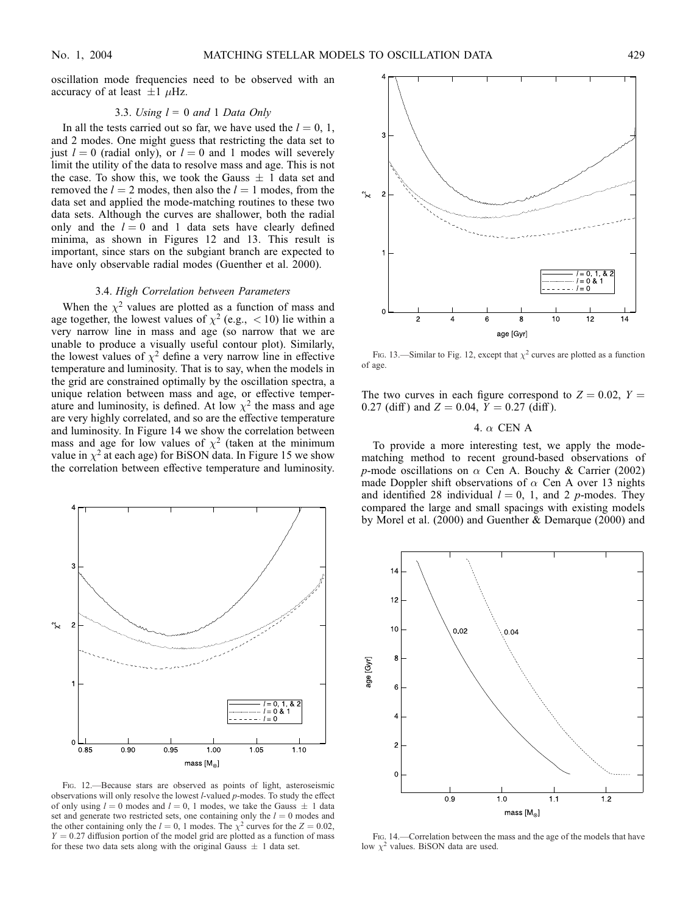oscillation mode frequencies need to be observed with an accuracy of at least $\pm 1$ $\mu$Hz.

### 3.3. *Using $l = 0$ and 1 Data Only*

In all the tests carried out so far, we have used the $l = 0$, 1, and 2 modes. One might guess that restricting the data set to just $l = 0$ (radial only), or $l = 0$ and 1 modes will severely limit the utility of the data to resolve mass and age. This is not the case. To show this, we took the Gauss $\pm$ 1 data set and removed the $l = 2$ modes, then also the $l = 1$ modes, from the data set and applied the mode-matching routines to these two data sets. Although the curves are shallower, both the radial only and the $l = 0$ and 1 data sets have clearly defined minima, as shown in Figures 12 and 13. This result is important, since stars on the subgiant branch are expected to have only observable radial modes (Guenther et al. 2000).

### 3.4. *High Correlation between Parameters*

When the $\chi^2$ values are plotted as a function of mass and age together, the lowest values of $\chi^2$ (e.g., $< 10$) lie within a very narrow line in mass and age (so narrow that we are unable to produce a visually useful contour plot). Similarly, the lowest values of $\chi^2$ define a very narrow line in effective temperature and luminosity. That is to say, when the models in the grid are constrained optimally by the oscillation spectra, a unique relation between mass and age, or effective temperature and luminosity, is defined. At low $\chi^2$ the mass and age are very highly correlated, and so are the effective temperature and luminosity. In Figure 14 we show the correlation between mass and age for low values of $\chi^2$ (taken at the minimum value in $\chi^2$ at each age) for BiSON data. In Figure 15 we show the correlation between effective temperature and luminosity. The two curves in each figure correspond to $Z = 0.02$, $Y = 0.27$ (diff) and $Z = 0.04$, $Y = 0.27$ (diff).

Fig. 12.—Because stars are observed as points of light, asteroseismic observations will only resolve the lowest $l$-valued $p$-modes. To study the effect of only using $l = 0$ modes and $l = 0$, 1 modes, we take the Gauss $\pm$ 1 data set and generate two restricted sets, one containing only the $l = 0$ modes and the other containing only the $l = 0$, 1 modes. The $\chi^2$ curves for the $Z = 0.02$, $Y = 0.27$ diffusion portion of the model grid are plotted as a function of mass for these two data sets along with the original Gauss $\pm$ 1 data set.

Fig. 13.—Similar to Fig. 12, except that $\chi^2$ curves are plotted as a function of age.

## 4. $\alpha$ CEN A

To provide a more interesting test, we apply the mode-matching method to recent ground-based observations of $p$-mode oscillations on $\alpha$ Cen A. Bouchy & Carrier (2002) made Doppler shift observations of $\alpha$ Cen A over 13 nights and identified 28 individual $l = 0$, 1, and 2 $p$-modes. They compared the large and small spacings with existing models by Morel et al. (2000) and Guenther & Demarque (2000) and

Fig. 14.—Correlation between the mass and the age of the models that have low $\chi^2$ values. BiSON data are used.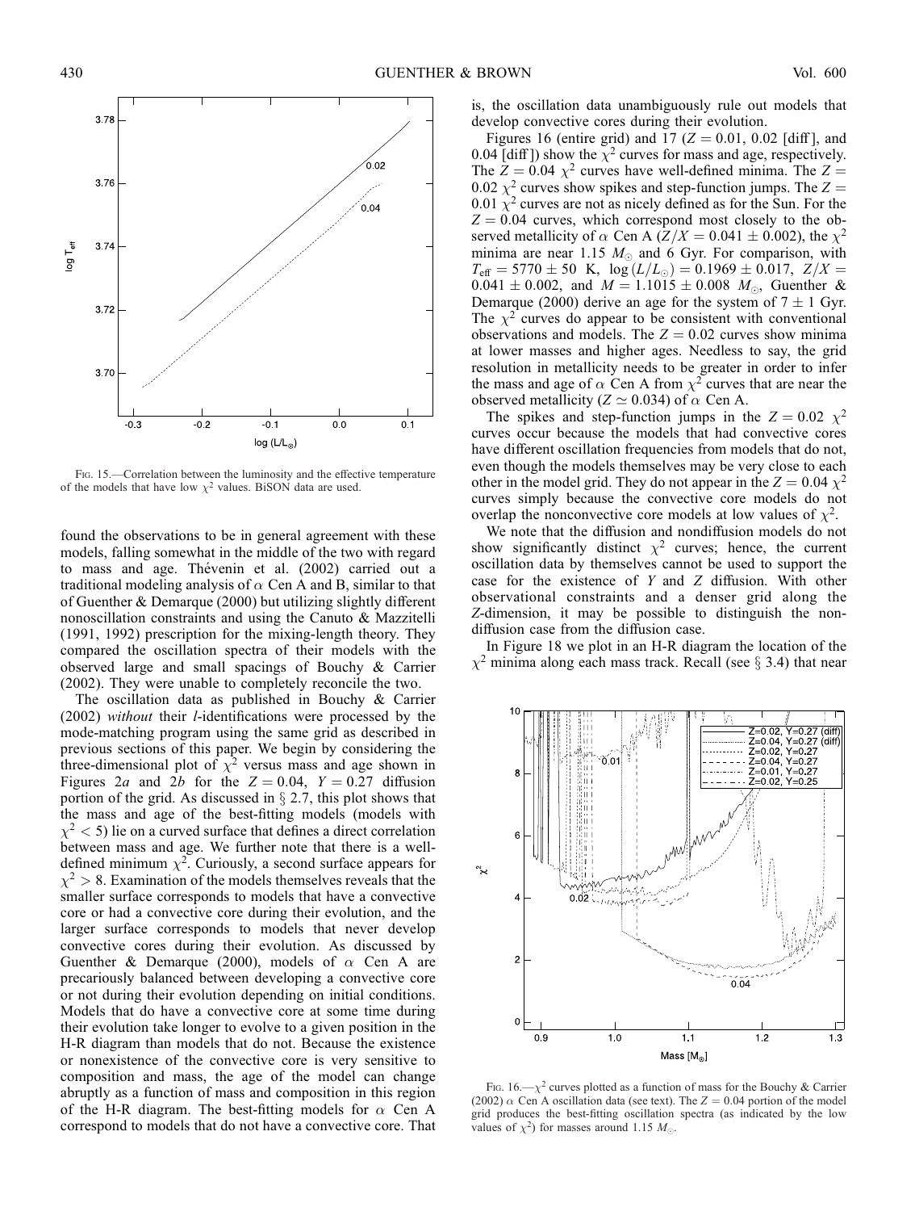Fig. 15.—Correlation between the luminosity and the effective temperature of the models that have low $\chi^2$ values. BiSON data are used.

found the observations to be in general agreement with these models, falling somewhat in the middle of the two with regard to mass and age. Thévenin et al. (2002) carried out a traditional modeling analysis of $\alpha$ Cen A and B, similar to that of Guenther & Demarque (2000) but utilizing slightly different nonoscillation constraints and using the Canuto & Mazzitelli (1991, 1992) prescription for the mixing-length theory. They compared the oscillation spectra of their models with the observed large and small spacings of Bouchy & Carrier (2002). They were unable to completely reconcile the two.

The oscillation data as published in Bouchy & Carrier (2002) *without* their $l$-identifications were processed by the mode-matching program using the same grid as described in previous sections of this paper. We begin by considering the three-dimensional plot of $\chi^2$ versus mass and age shown in Figures 2*a* and 2*b* for the $Z = 0.04$, $Y = 0.27$ diffusion portion of the grid. As discussed in § 2.7, this plot shows that the mass and age of the best-fitting models (models with $\chi^2 < 5$) lie on a curved surface that defines a direct correlation between mass and age. We further note that there is a well-defined minimum $\chi^2$. Curiously, a second surface appears for $\chi^2 > 8$. Examination of the models themselves reveals that the smaller surface corresponds to models that have a convective core or had a convective core during their evolution, and the larger surface corresponds to models that never develop convective cores during their evolution. As discussed by Guenther & Demarque (2000), models of $\alpha$ Cen A are precariously balanced between developing a convective core or not during their evolution depending on initial conditions. Models that do have a convective core at some time during their evolution take longer to evolve to a given position in the H-R diagram than models that do not. Because the existence or nonexistence of the convective core is very sensitive to composition and mass, the age of the model can change abruptly as a function of mass and composition in this region of the H-R diagram. The best-fitting models for $\alpha$ Cen A correspond to models that do not have a convective core. That is, the oscillation data unambiguously rule out models that develop convective cores during their evolution.

Figures 16 (entire grid) and 17 ($Z = 0.01$, 0.02 [diff], and 0.04 [diff]) show the $\chi^2$ curves for mass and age, respectively. The $Z = 0.04$ $\chi^2$ curves have well-defined minima. The $Z = 0.02$ $\chi^2$ curves show spikes and step-function jumps. The $Z = 0.01$ $\chi^2$ curves are not as nicely defined as for the Sun. For the $Z = 0.04$ curves, which correspond most closely to the observed metallicity of $\alpha$ Cen A ($Z/X = 0.041 \pm 0.002$), the $\chi^2$ minima are near 1.15 $M_\odot$ and 6 Gyr. For comparison, with $T_{\rm eff} = 5770 \pm 50$ K, $\log(L/L_\odot) = 0.1969 \pm 0.017$, $Z/X = 0.041 \pm 0.002$, and $M = 1.1015 \pm 0.008$ $M_\odot$, Guenther & Demarque (2000) derive an age for the system of $7 \pm 1$ Gyr. The $\chi^2$ curves do appear to be consistent with conventional observations and models. The $Z = 0.02$ curves show minima at lower masses and higher ages. Needless to say, the grid resolution in metallicity needs to be greater in order to infer the mass and age of $\alpha$ Cen A from $\chi^2$ curves that are near the observed metallicity ($Z \simeq 0.034$) of $\alpha$ Cen A.

The spikes and step-function jumps in the $Z = 0.02$ $\chi^2$ curves occur because the models that had convective cores have different oscillation frequencies from models that do not, even though the models themselves may be very close to each other in the model grid. They do not appear in the $Z = 0.04$ $\chi^2$ curves simply because the convective core models do not overlap the nonconvective core models at low values of $\chi^2$.

We note that the diffusion and nondiffusion models do not show significantly distinct $\chi^2$ curves; hence, the current oscillation data by themselves cannot be used to support the case for the existence of $Y$ and $Z$ diffusion. With other observational constraints and a denser grid along the $Z$-dimension, it may be possible to distinguish the nondiffusion case from the diffusion case.

In Figure 18 we plot in an H-R diagram the location of the $\chi^2$ minima along each mass track. Recall (see § 3.4) that near

Fig. 16.—$\chi^2$ curves plotted as a function of mass for the Bouchy & Carrier (2002) $\alpha$ Cen A oscillation data (see text). The $Z = 0.04$ portion of the model grid produces the best-fitting oscillation spectra (as indicated by the low values of $\chi^2$) for masses around 1.15 $M_\odot$.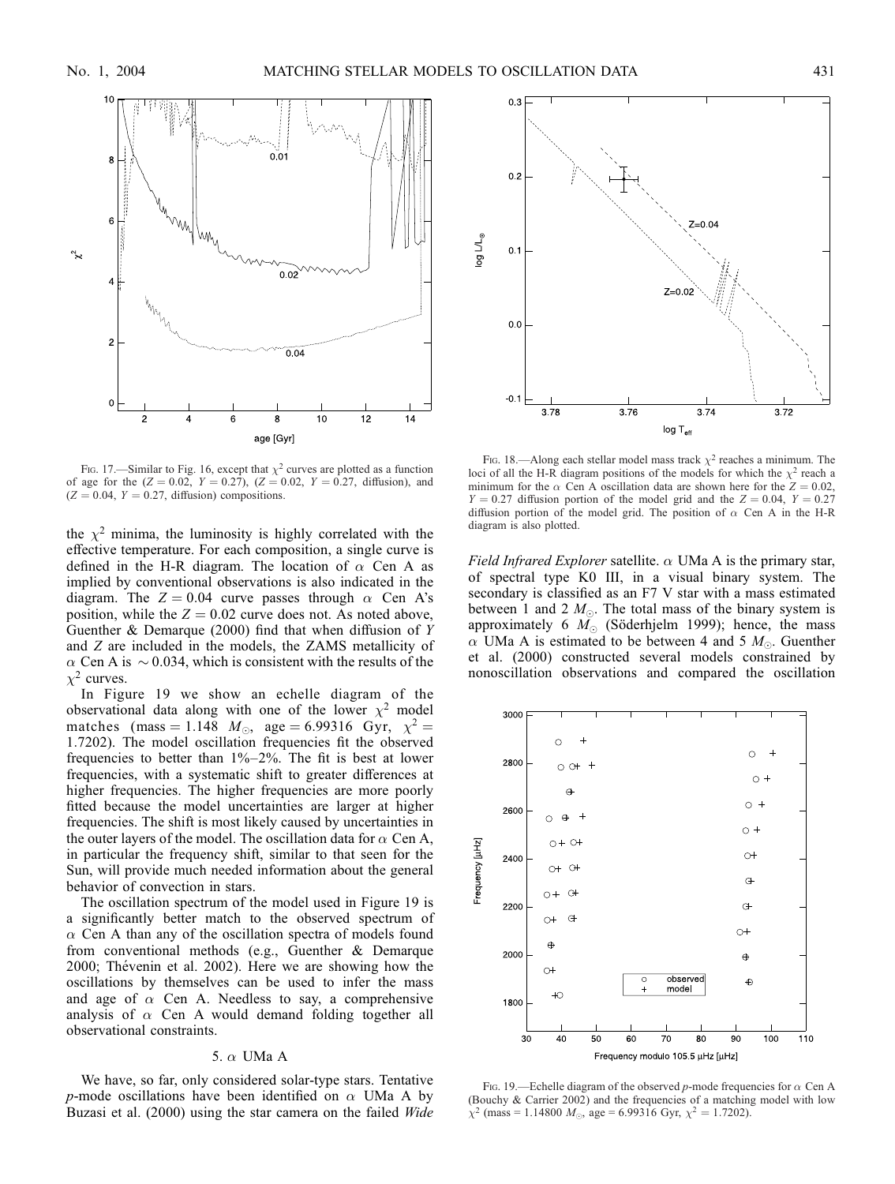FIG. 17.—Similar to Fig. 16, except that $\chi^2$ curves are plotted as a function of age for the ($Z = 0.02$, $Y = 0.27$), ($Z = 0.02$, $Y = 0.27$, diffusion), and ($Z = 0.04$, $Y = 0.27$, diffusion) compositions.

FIG. 18.—Along each stellar model mass track $\chi^2$ reaches a minimum. The loci of all the H-R diagram positions of the models for which the $\chi^2$ reach a minimum for the $\alpha$ Cen A oscillation data are shown here for the $Z = 0.02$, $Y = 0.27$ diffusion portion of the model grid and the $Z = 0.04$, $Y = 0.27$ diffusion portion of the model grid. The position of $\alpha$ Cen A in the H-R diagram is also plotted.

the $\chi^2$ minima, the luminosity is highly correlated with the effective temperature. For each composition, a single curve is defined in the H-R diagram. The location of $\alpha$ Cen A as implied by conventional observations is also indicated in the diagram. The $Z = 0.04$ curve passes through $\alpha$ Cen A's position, while the $Z = 0.02$ curve does not. As noted above, Guenther & Demarque (2000) find that when diffusion of $Y$ and $Z$ are included in the models, the ZAMS metallicity of $\alpha$ Cen A is $\sim 0.034$, which is consistent with the results of the $\chi^2$ curves.

In Figure 19 we show an echelle diagram of the observational data along with one of the lower $\chi^2$ model matches (mass $= 1.148\ M_\odot$, age $= 6.99316$ Gyr, $\chi^2 = 1.7202$). The model oscillation frequencies fit the observed frequencies to better than 1%–2%. The fit is best at lower frequencies, with a systematic shift to greater differences at higher frequencies. The higher frequencies are more poorly fitted because the model uncertainties are larger at higher frequencies. The shift is most likely caused by uncertainties in the outer layers of the model. The oscillation data for $\alpha$ Cen A, in particular the frequency shift, similar to that seen for the Sun, will provide much needed information about the general behavior of convection in stars.

The oscillation spectrum of the model used in Figure 19 is a significantly better match to the observed spectrum of $\alpha$ Cen A than any of the oscillation spectra of models found from conventional methods (e.g., Guenther & Demarque 2000; Thévenin et al. 2002). Here we are showing how the oscillations by themselves can be used to infer the mass and age of $\alpha$ Cen A. Needless to say, a comprehensive analysis of $\alpha$ Cen A would demand folding together all observational constraints.

## 5. $\alpha$ UMa A

We have, so far, only considered solar-type stars. Tentative $p$-mode oscillations have been identified on $\alpha$ UMa A by Buzasi et al. (2000) using the star camera on the failed *Wide Field Infrared Explorer* satellite. $\alpha$ UMa A is the primary star, of spectral type K0 III, in a visual binary system. The secondary is classified as an F7 V star with a mass estimated between 1 and 2 $M_\odot$. The total mass of the binary system is approximately 6 $M_\odot$ (Söderhjelm 1999); hence, the mass $\alpha$ UMa A is estimated to be between 4 and 5 $M_\odot$. Guenther et al. (2000) constructed several models constrained by nonoscillation observations and compared the oscillation

FIG. 19.—Echelle diagram of the observed $p$-mode frequencies for $\alpha$ Cen A (Bouchy & Carrier 2002) and the frequencies of a matching model with low $\chi^2$ (mass = 1.14800 $M_\odot$, age = 6.99316 Gyr, $\chi^2 = 1.7202$).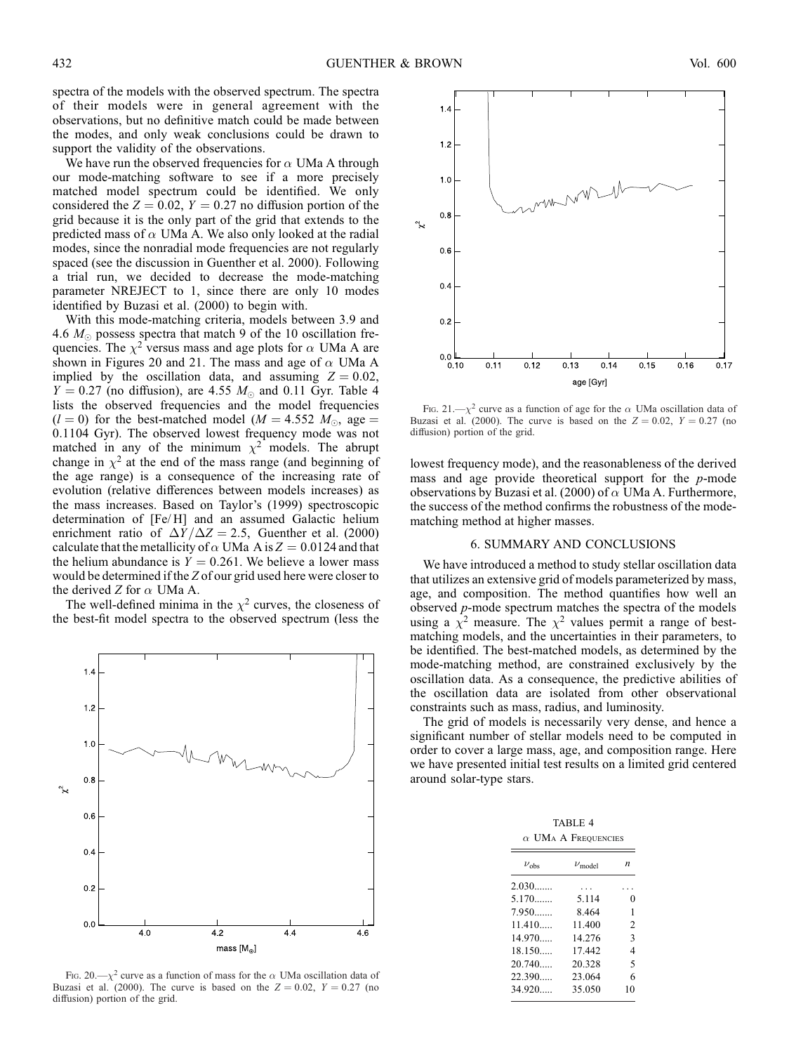spectra of the models with the observed spectrum. The spectra of their models were in general agreement with the observations, but no definitive match could be made between the modes, and only weak conclusions could be drawn to support the validity of the observations.

We have run the observed frequencies for $\alpha$ UMa A through our mode-matching software to see if a more precisely matched model spectrum could be identified. We only considered the $Z = 0.02$, $Y = 0.27$ no diffusion portion of the grid because it is the only part of the grid that extends to the predicted mass of $\alpha$ UMa A. We also only looked at the radial modes, since the nonradial mode frequencies are not regularly spaced (see the discussion in Guenther et al. 2000). Following a trial run, we decided to decrease the mode-matching parameter NREJECT to 1, since there are only 10 modes identified by Buzasi et al. (2000) to begin with.

With this mode-matching criteria, models between 3.9 and 4.6 $M_\odot$ possess spectra that match 9 of the 10 oscillation frequencies. The $\chi^2$ versus mass and age plots for $\alpha$ UMa A are shown in Figures 20 and 21. The mass and age of $\alpha$ UMa A implied by the oscillation data, and assuming $Z = 0.02$, $Y = 0.27$ (no diffusion), are 4.55 $M_\odot$ and 0.11 Gyr. Table 4 lists the observed frequencies and the model frequencies ($l = 0$) for the best-matched model ($M = 4.552$ $M_\odot$, age = 0.1104 Gyr). The observed lowest frequency mode was not matched in any of the minimum $\chi^2$ models. The abrupt change in $\chi^2$ at the end of the mass range (and beginning of the age range) is a consequence of the increasing rate of evolution (relative differences between models increases) as the mass increases. Based on Taylor's (1999) spectroscopic determination of [Fe/H] and an assumed Galactic helium enrichment ratio of $\Delta Y/\Delta Z = 2.5$, Guenther et al. (2000) calculate that the metallicity of $\alpha$ UMa A is $Z = 0.0124$ and that the helium abundance is $Y = 0.261$. We believe a lower mass would be determined if the $Z$ of our grid used here were closer to the derived $Z$ for $\alpha$ UMa A.

The well-defined minima in the $\chi^2$ curves, the closeness of the best-fit model spectra to the observed spectrum (less the lowest frequency mode), and the reasonableness of the derived mass and age provide theoretical support for the $p$-mode observations by Buzasi et al. (2000) of $\alpha$ UMa A. Furthermore, the success of the method confirms the robustness of the mode-matching method at higher masses.

Fig. 20.—$\chi^2$ curve as a function of mass for the $\alpha$ UMa oscillation data of Buzasi et al. (2000). The curve is based on the $Z = 0.02$, $Y = 0.27$ (no diffusion) portion of the grid.

Fig. 21.—$\chi^2$ curve as a function of age for the $\alpha$ UMa oscillation data of Buzasi et al. (2000). The curve is based on the $Z = 0.02$, $Y = 0.27$ (no diffusion) portion of the grid.

## 6. SUMMARY AND CONCLUSIONS

We have introduced a method to study stellar oscillation data that utilizes an extensive grid of models parameterized by mass, age, and composition. The method quantifies how well an observed $p$-mode spectrum matches the spectra of the models using a $\chi^2$ measure. The $\chi^2$ values permit a range of best-matching models, and the uncertainties in their parameters, to be identified. The best-matched models, as determined by the mode-matching method, are constrained exclusively by the oscillation data. As a consequence, the predictive abilities of the oscillation data are isolated from other observational constraints such as mass, radius, and luminosity.

The grid of models is necessarily very dense, and hence a significant number of stellar models need to be computed in order to cover a large mass, age, and composition range. Here we have presented initial test results on a limited grid centered around solar-type stars.

TABLE 4
$\alpha$ UMa A Frequencies

| $\nu_{\rm obs}$ | $\nu_{\rm model}$ | $n$ |
|---|---|---|
| 2.030 | ... | ... |
| 5.170 | 5.114 | 0 |
| 7.950 | 8.464 | 1 |
| 11.410 | 11.400 | 2 |
| 14.970 | 14.276 | 3 |
| 18.150 | 17.442 | 4 |
| 20.740 | 20.328 | 5 |
| 22.390 | 23.064 | 6 |
| 34.920 | 35.050 | 10 |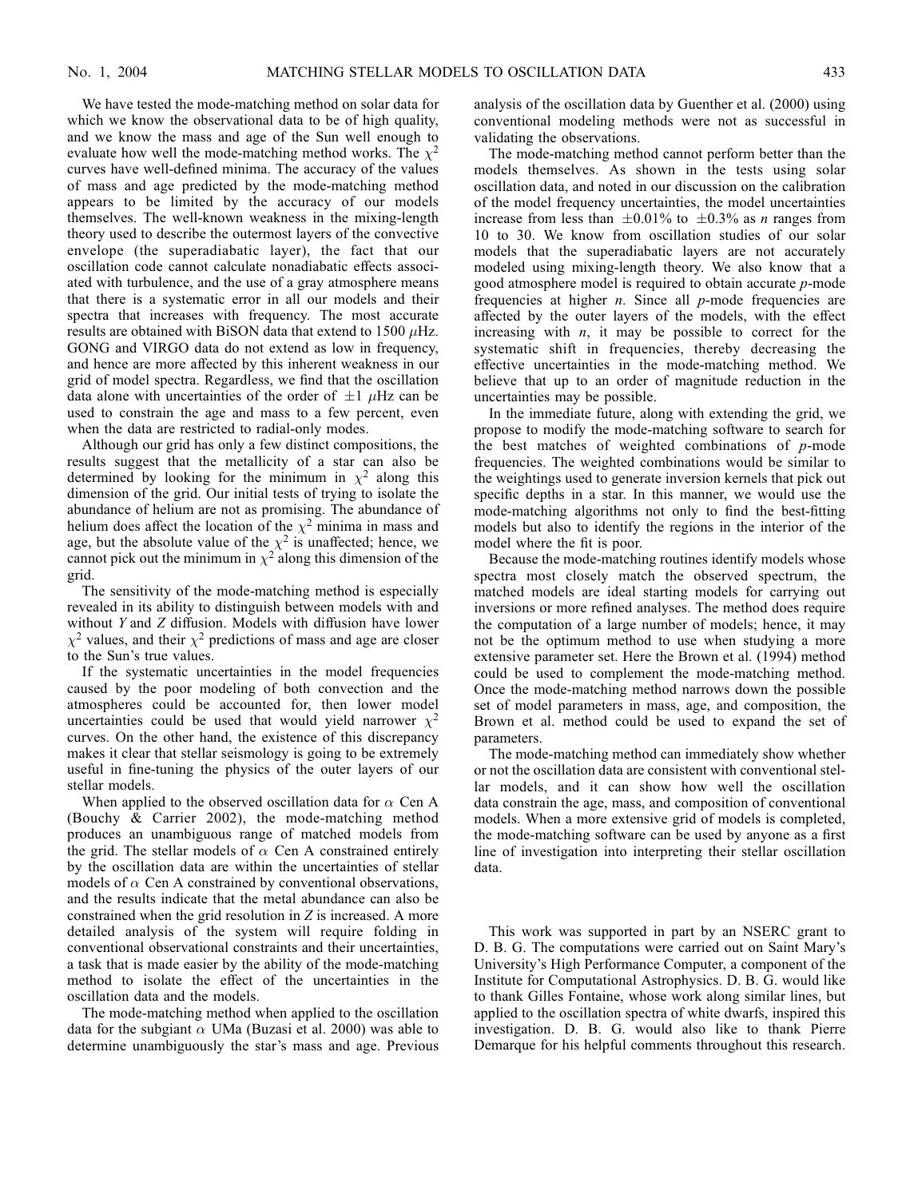We have tested the mode-matching method on solar data for which we know the observational data to be of high quality, and we know the mass and age of the Sun well enough to evaluate how well the mode-matching method works. The $\chi^2$ curves have well-defined minima. The accuracy of the values of mass and age predicted by the mode-matching method appears to be limited by the accuracy of our models themselves. The well-known weakness in the mixing-length theory used to describe the outermost layers of the convective envelope (the superadiabatic layer), the fact that our oscillation code cannot calculate nonadiabatic effects associated with turbulence, and the use of a gray atmosphere means that there is a systematic error in all our models and their spectra that increases with frequency. The most accurate results are obtained with BiSON data that extend to 1500 $\mu$Hz. GONG and VIRGO data do not extend as low in frequency, and hence are more affected by this inherent weakness in our grid of model spectra. Regardless, we find that the oscillation data alone with uncertainties of the order of $\pm 1$ $\mu$Hz can be used to constrain the age and mass to a few percent, even when the data are restricted to radial-only modes.

Although our grid has only a few distinct compositions, the results suggest that the metallicity of a star can also be determined by looking for the minimum in $\chi^2$ along this dimension of the grid. Our initial tests of trying to isolate the abundance of helium are not as promising. The abundance of helium does affect the location of the $\chi^2$ minima in mass and age, but the absolute value of the $\chi^2$ is unaffected; hence, we cannot pick out the minimum in $\chi^2$ along this dimension of the grid.

The sensitivity of the mode-matching method is especially revealed in its ability to distinguish between models with and without $Y$ and $Z$ diffusion. Models with diffusion have lower $\chi^2$ values, and their $\chi^2$ predictions of mass and age are closer to the Sun's true values.

If the systematic uncertainties in the model frequencies caused by the poor modeling of both convection and the atmospheres could be accounted for, then lower model uncertainties could be used that would yield narrower $\chi^2$ curves. On the other hand, the existence of this discrepancy makes it clear that stellar seismology is going to be extremely useful in fine-tuning the physics of the outer layers of our stellar models.

When applied to the observed oscillation data for $\alpha$ Cen A (Bouchy & Carrier 2002), the mode-matching method produces an unambiguous range of matched models from the grid. The stellar models of $\alpha$ Cen A constrained entirely by the oscillation data are within the uncertainties of stellar models of $\alpha$ Cen A constrained by conventional observations, and the results indicate that the metal abundance can also be constrained when the grid resolution in $Z$ is increased. A more detailed analysis of the system will require folding in conventional observational constraints and their uncertainties, a task that is made easier by the ability of the mode-matching method to isolate the effect of the uncertainties in the oscillation data and the models.

The mode-matching method when applied to the oscillation data for the subgiant $\alpha$ UMa (Buzasi et al. 2000) was able to determine unambiguously the star's mass and age. Previous analysis of the oscillation data by Guenther et al. (2000) using conventional modeling methods were not as successful in validating the observations.

The mode-matching method cannot perform better than the models themselves. As shown in the tests using solar oscillation data, and noted in our discussion on the calibration of the model frequency uncertainties, the model uncertainties increase from less than $\pm 0.01\%$ to $\pm 0.3\%$ as $n$ ranges from 10 to 30. We know from oscillation studies of our solar models that the superadiabatic layers are not accurately modeled using mixing-length theory. We also know that a good atmosphere model is required to obtain accurate $p$-mode frequencies at higher $n$. Since all $p$-mode frequencies are affected by the outer layers of the models, with the effect increasing with $n$, it may be possible to correct for the systematic shift in frequencies, thereby decreasing the effective uncertainties in the mode-matching method. We believe that up to an order of magnitude reduction in the uncertainties may be possible.

In the immediate future, along with extending the grid, we propose to modify the mode-matching software to search for the best matches of weighted combinations of $p$-mode frequencies. The weighted combinations would be similar to the weightings used to generate inversion kernels that pick out specific depths in a star. In this manner, we would use the mode-matching algorithms not only to find the best-fitting models but also to identify the regions in the interior of the model where the fit is poor.

Because the mode-matching routines identify models whose spectra most closely match the observed spectrum, the matched models are ideal starting models for carrying out inversions or more refined analyses. The method does require the computation of a large number of models; hence, it may not be the optimum method to use when studying a more extensive parameter set. Here the Brown et al. (1994) method could be used to complement the mode-matching method. Once the mode-matching method narrows down the possible set of model parameters in mass, age, and composition, the Brown et al. method could be used to expand the set of parameters.

The mode-matching method can immediately show whether or not the oscillation data are consistent with conventional stellar models, and it can show how well the oscillation data constrain the age, mass, and composition of conventional models. When a more extensive grid of models is completed, the mode-matching software can be used by anyone as a first line of investigation into interpreting their stellar oscillation data.

This work was supported in part by an NSERC grant to D. B. G. The computations were carried out on Saint Mary's University's High Performance Computer, a component of the Institute for Computational Astrophysics. D. B. G. would like to thank Gilles Fontaine, whose work along similar lines, but applied to the oscillation spectra of white dwarfs, inspired this investigation. D. B. G. would also like to thank Pierre Demarque for his helpful comments throughout this research.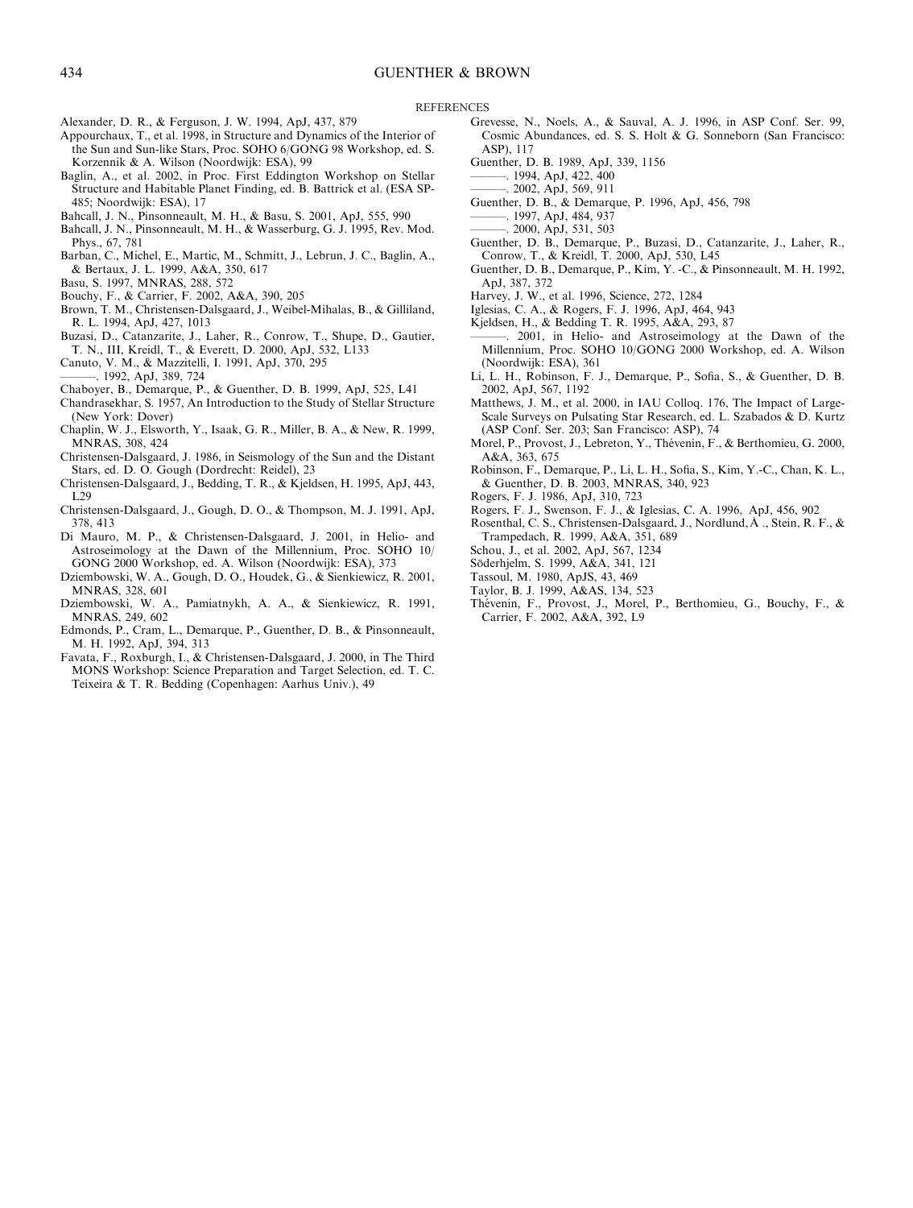## REFERENCES

Alexander, D. R., & Ferguson, J. W. 1994, ApJ, 437, 879

Appourchaux, T., et al. 1998, in Structure and Dynamics of the Interior of the Sun and Sun-like Stars, Proc. SOHO 6/GONG 98 Workshop, ed. S. Korzennik & A. Wilson (Noordwijk: ESA), 99

Baglin, A., et al. 2002, in Proc. First Eddington Workshop on Stellar Structure and Habitable Planet Finding, ed. B. Battrick et al. (ESA SP-485; Noordwijk: ESA), 17

Bahcall, J. N., Pinsonneault, M. H., & Basu, S. 2001, ApJ, 555, 990

Bahcall, J. N., Pinsonneault, M. H., & Wasserburg, G. J. 1995, Rev. Mod. Phys., 67, 781

Barban, C., Michel, E., Martic, M., Schmitt, J., Lebrun, J. C., Baglin, A., & Bertaux, J. L. 1999, A&A, 350, 617

Basu, S. 1997, MNRAS, 288, 572

Bouchy, F., & Carrier, F. 2002, A&A, 390, 205

Brown, T. M., Christensen-Dalsgaard, J., Weibel-Mihalas, B., & Gilliland, R. L. 1994, ApJ, 427, 1013

Buzasi, D., Catanzarite, J., Laher, R., Conrow, T., Shupe, D., Gautier, T. N., III, Kreidl, T., & Everett, D. 2000, ApJ, 532, L133

Canuto, V. M., & Mazzitelli, I. 1991, ApJ, 370, 295

———. 1992, ApJ, 389, 724

Chaboyer, B., Demarque, P., & Guenther, D. B. 1999, ApJ, 525, L41

Chandrasekhar, S. 1957, An Introduction to the Study of Stellar Structure (New York: Dover)

Chaplin, W. J., Elsworth, Y., Isaak, G. R., Miller, B. A., & New, R. 1999, MNRAS, 308, 424

Christensen-Dalsgaard, J. 1986, in Seismology of the Sun and the Distant Stars, ed. D. O. Gough (Dordrecht: Reidel), 23

Christensen-Dalsgaard, J., Bedding, T. R., & Kjeldsen, H. 1995, ApJ, 443, L29

Christensen-Dalsgaard, J., Gough, D. O., & Thompson, M. J. 1991, ApJ, 378, 413

Di Mauro, M. P., & Christensen-Dalsgaard, J. 2001, in Helio- and Astroseimology at the Dawn of the Millennium, Proc. SOHO 10/GONG 2000 Workshop, ed. A. Wilson (Noordwijk: ESA), 373

Dziembowski, W. A., Gough, D. O., Houdek, G., & Sienkiewicz, R. 2001, MNRAS, 328, 601

Dziembowski, W. A., Pamiatnykh, A. A., & Sienkiewicz, R. 1991, MNRAS, 249, 602

Edmonds, P., Cram, L., Demarque, P., Guenther, D. B., & Pinsonneault, M. H. 1992, ApJ, 394, 313

Favata, F., Roxburgh, I., & Christensen-Dalsgaard, J. 2000, in The Third MONS Workshop: Science Preparation and Target Selection, ed. T. C. Teixeira & T. R. Bedding (Copenhagen: Aarhus Univ.), 49

Grevesse, N., Noels, A., & Sauval, A. J. 1996, in ASP Conf. Ser. 99, Cosmic Abundances, ed. S. S. Holt & G. Sonneborn (San Francisco: ASP), 117

Guenther, D. B. 1989, ApJ, 339, 1156

———. 1994, ApJ, 422, 400

———. 2002, ApJ, 569, 911

Guenther, D. B., & Demarque, P. 1996, ApJ, 456, 798

———. 1997, ApJ, 484, 937

———. 2000, ApJ, 531, 503

Guenther, D. B., Demarque, P., Buzasi, D., Catanzarite, J., Laher, R., Conrow, T., & Kreidl, T. 2000, ApJ, 530, L45

Guenther, D. B., Demarque, P., Kim, Y. -C., & Pinsonneault, M. H. 1992, ApJ, 387, 372

Harvey, J. W., et al. 1996, Science, 272, 1284

Iglesias, C. A., & Rogers, F. J. 1996, ApJ, 464, 943

Kjeldsen, H., & Bedding T. R. 1995, A&A, 293, 87

———. 2001, in Helio- and Astroseimology at the Dawn of the Millennium, Proc. SOHO 10/GONG 2000 Workshop, ed. A. Wilson (Noordwijk: ESA), 361

Li, L. H., Robinson, F. J., Demarque, P., Sofia, S., & Guenther, D. B. 2002, ApJ, 567, 1192

Matthews, J. M., et al. 2000, in IAU Colloq. 176, The Impact of Large-Scale Surveys on Pulsating Star Research, ed. L. Szabados & D. Kurtz (ASP Conf. Ser. 203; San Francisco: ASP), 74

Morel, P., Provost, J., Lebreton, Y., Thévenin, F., & Berthomieu, G. 2000, A&A, 363, 675

Robinson, F., Demarque, P., Li, L. H., Sofia, S., Kim, Y.-C., Chan, K. L., & Guenther, D. B. 2003, MNRAS, 340, 923

Rogers, F. J. 1986, ApJ, 310, 723

Rogers, F. J., Swenson, F. J., & Iglesias, C. A. 1996, ApJ, 456, 902

Rosenthal, C. S., Christensen-Dalsgaard, J., Nordlund, Å., Stein, R. F., & Trampedach, R. 1999, A&A, 351, 689

Schou, J., et al. 2002, ApJ, 567, 1234

Söderhjelm, S. 1999, A&A, 341, 121

Tassoul, M. 1980, ApJS, 43, 469

Taylor, B. J. 1999, A&AS, 134, 523

Thévenin, F., Provost, J., Morel, P., Berthomieu, G., Bouchy, F., & Carrier, F. 2002, A&A, 392, L9